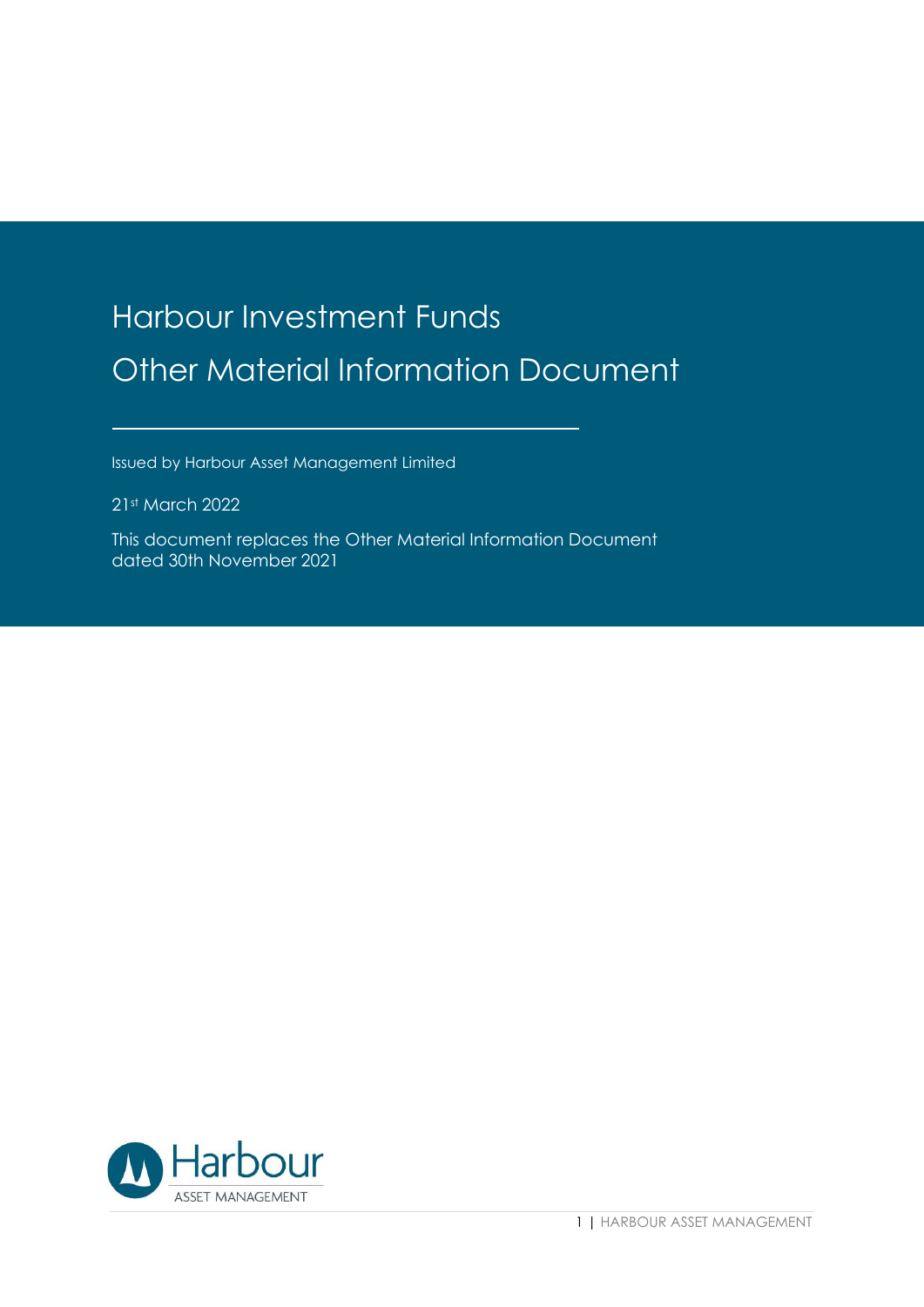# Harbour Investment Funds

# Other Material Information Document

Issued by Harbour Asset Management Limited

21st March 2022

This document replaces the Other Material Information Document dated 30th November 2021

Harbour
ASSET MANAGEMENT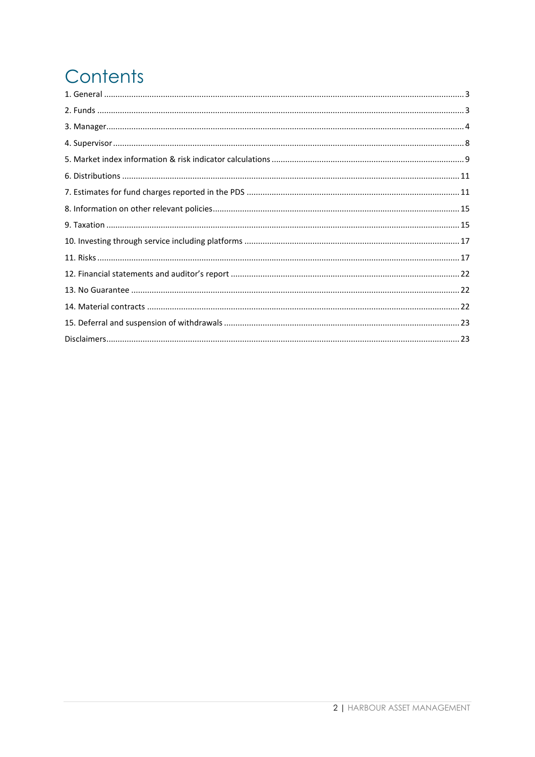# Contents

1. General ... 3
2. Funds ... 3
3. Manager ... 4
4. Supervisor ... 8
5. Market index information & risk indicator calculations ... 9
6. Distributions ... 11
7. Estimates for fund charges reported in the PDS ... 11
8. Information on other relevant policies ... 15
9. Taxation ... 15
10. Investing through service including platforms ... 17
11. Risks ... 17
12. Financial statements and auditor's report ... 22
13. No Guarantee ... 22
14. Material contracts ... 22
15. Deferral and suspension of withdrawals ... 23

Disclaimers ... 23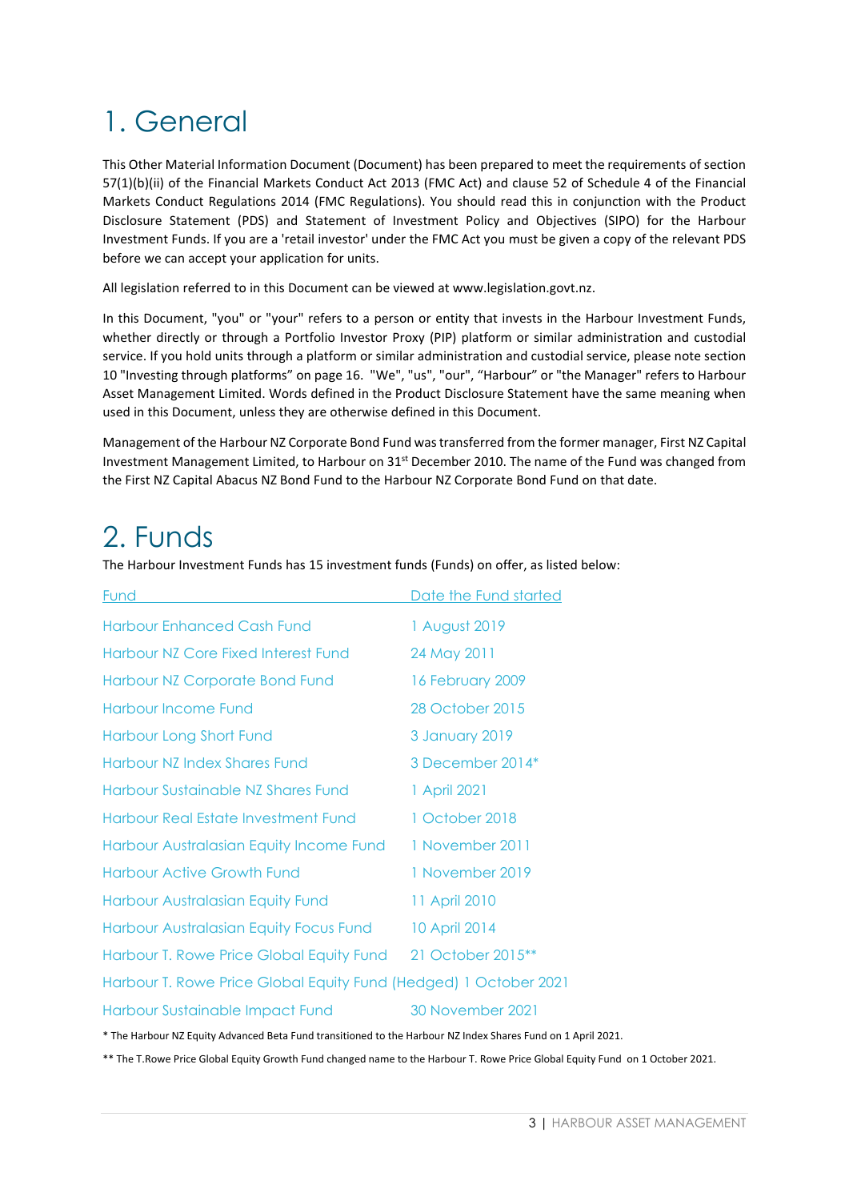# 1. General

This Other Material Information Document (Document) has been prepared to meet the requirements of section 57(1)(b)(ii) of the Financial Markets Conduct Act 2013 (FMC Act) and clause 52 of Schedule 4 of the Financial Markets Conduct Regulations 2014 (FMC Regulations). You should read this in conjunction with the Product Disclosure Statement (PDS) and Statement of Investment Policy and Objectives (SIPO) for the Harbour Investment Funds. If you are a 'retail investor' under the FMC Act you must be given a copy of the relevant PDS before we can accept your application for units.

All legislation referred to in this Document can be viewed at www.legislation.govt.nz.

In this Document, "you" or "your" refers to a person or entity that invests in the Harbour Investment Funds, whether directly or through a Portfolio Investor Proxy (PIP) platform or similar administration and custodial service. If you hold units through a platform or similar administration and custodial service, please note section 10 "Investing through platforms" on page 16. "We", "us", "our", "Harbour" or "the Manager" refers to Harbour Asset Management Limited. Words defined in the Product Disclosure Statement have the same meaning when used in this Document, unless they are otherwise defined in this Document.

Management of the Harbour NZ Corporate Bond Fund was transferred from the former manager, First NZ Capital Investment Management Limited, to Harbour on 31st December 2010. The name of the Fund was changed from the First NZ Capital Abacus NZ Bond Fund to the Harbour NZ Corporate Bond Fund on that date.

# 2. Funds

The Harbour Investment Funds has 15 investment funds (Funds) on offer, as listed below:

| Fund | Date the Fund started |
|---|---|
| Harbour Enhanced Cash Fund | 1 August 2019 |
| Harbour NZ Core Fixed Interest Fund | 24 May 2011 |
| Harbour NZ Corporate Bond Fund | 16 February 2009 |
| Harbour Income Fund | 28 October 2015 |
| Harbour Long Short Fund | 3 January 2019 |
| Harbour NZ Index Shares Fund | 3 December 2014* |
| Harbour Sustainable NZ Shares Fund | 1 April 2021 |
| Harbour Real Estate Investment Fund | 1 October 2018 |
| Harbour Australasian Equity Income Fund | 1 November 2011 |
| Harbour Active Growth Fund | 1 November 2019 |
| Harbour Australasian Equity Fund | 11 April 2010 |
| Harbour Australasian Equity Focus Fund | 10 April 2014 |
| Harbour T. Rowe Price Global Equity Fund | 21 October 2015** |
| Harbour T. Rowe Price Global Equity Fund (Hedged) | 1 October 2021 |
| Harbour Sustainable Impact Fund | 30 November 2021 |

\* The Harbour NZ Equity Advanced Beta Fund transitioned to the Harbour NZ Index Shares Fund on 1 April 2021.

\*\* The T.Rowe Price Global Equity Growth Fund changed name to the Harbour T. Rowe Price Global Equity Fund on 1 October 2021.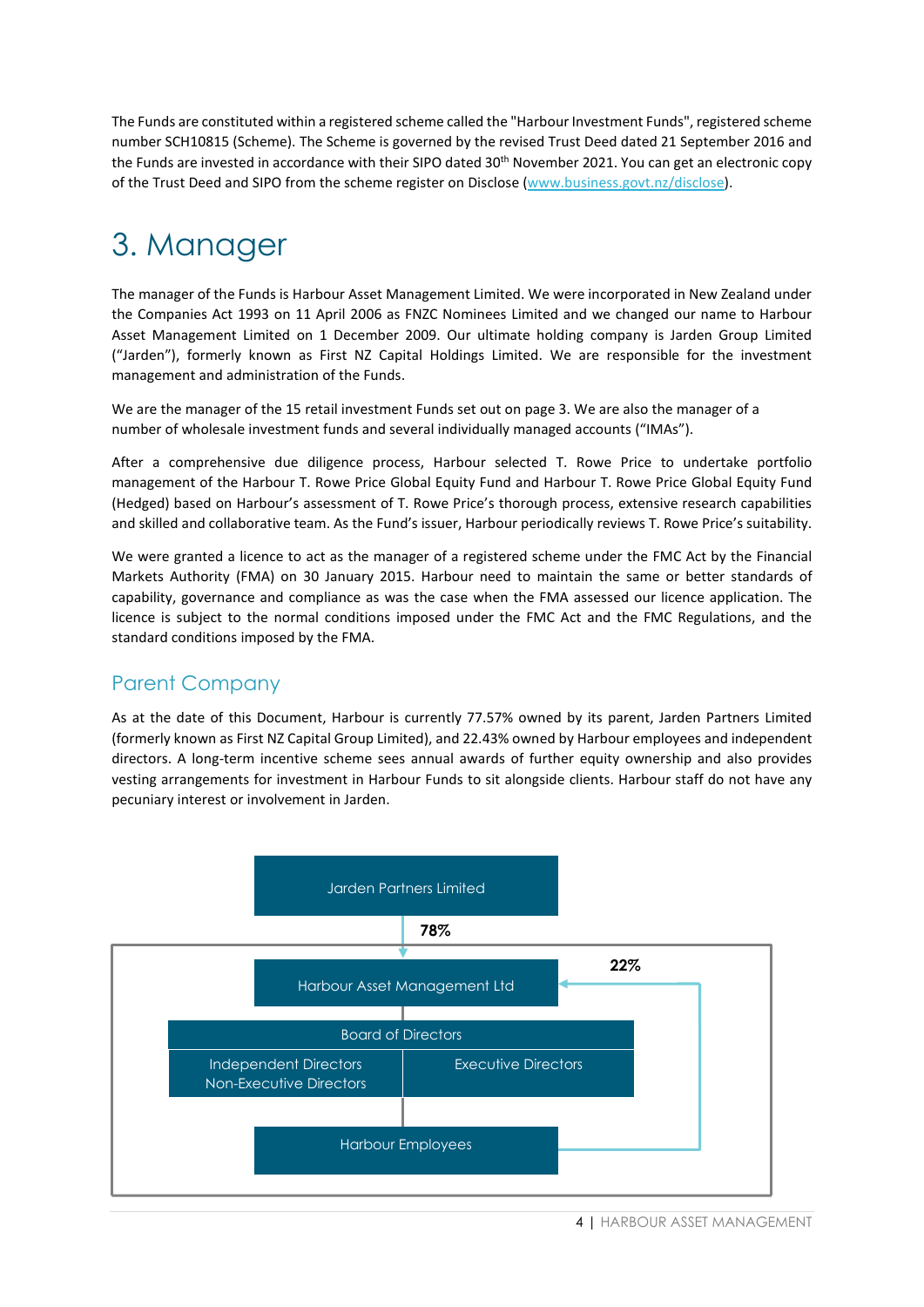The Funds are constituted within a registered scheme called the "Harbour Investment Funds", registered scheme number SCH10815 (Scheme). The Scheme is governed by the revised Trust Deed dated 21 September 2016 and the Funds are invested in accordance with their SIPO dated 30th November 2021. You can get an electronic copy of the Trust Deed and SIPO from the scheme register on Disclose (www.business.govt.nz/disclose).

# 3. Manager

The manager of the Funds is Harbour Asset Management Limited. We were incorporated in New Zealand under the Companies Act 1993 on 11 April 2006 as FNZC Nominees Limited and we changed our name to Harbour Asset Management Limited on 1 December 2009. Our ultimate holding company is Jarden Group Limited ("Jarden"), formerly known as First NZ Capital Holdings Limited. We are responsible for the investment management and administration of the Funds.

We are the manager of the 15 retail investment Funds set out on page 3. We are also the manager of a number of wholesale investment funds and several individually managed accounts ("IMAs").

After a comprehensive due diligence process, Harbour selected T. Rowe Price to undertake portfolio management of the Harbour T. Rowe Price Global Equity Fund and Harbour T. Rowe Price Global Equity Fund (Hedged) based on Harbour's assessment of T. Rowe Price's thorough process, extensive research capabilities and skilled and collaborative team. As the Fund's issuer, Harbour periodically reviews T. Rowe Price's suitability.

We were granted a licence to act as the manager of a registered scheme under the FMC Act by the Financial Markets Authority (FMA) on 30 January 2015. Harbour need to maintain the same or better standards of capability, governance and compliance as was the case when the FMA assessed our licence application. The licence is subject to the normal conditions imposed under the FMC Act and the FMC Regulations, and the standard conditions imposed by the FMA.

## Parent Company

As at the date of this Document, Harbour is currently 77.57% owned by its parent, Jarden Partners Limited (formerly known as First NZ Capital Group Limited), and 22.43% owned by Harbour employees and independent directors. A long-term incentive scheme sees annual awards of further equity ownership and also provides vesting arrangements for investment in Harbour Funds to sit alongside clients. Harbour staff do not have any pecuniary interest or involvement in Jarden.

Jarden Partners Limited

78%

Harbour Asset Management Ltd

22%

Board of Directors

Independent Directors
Non-Executive Directors

Executive Directors

Harbour Employees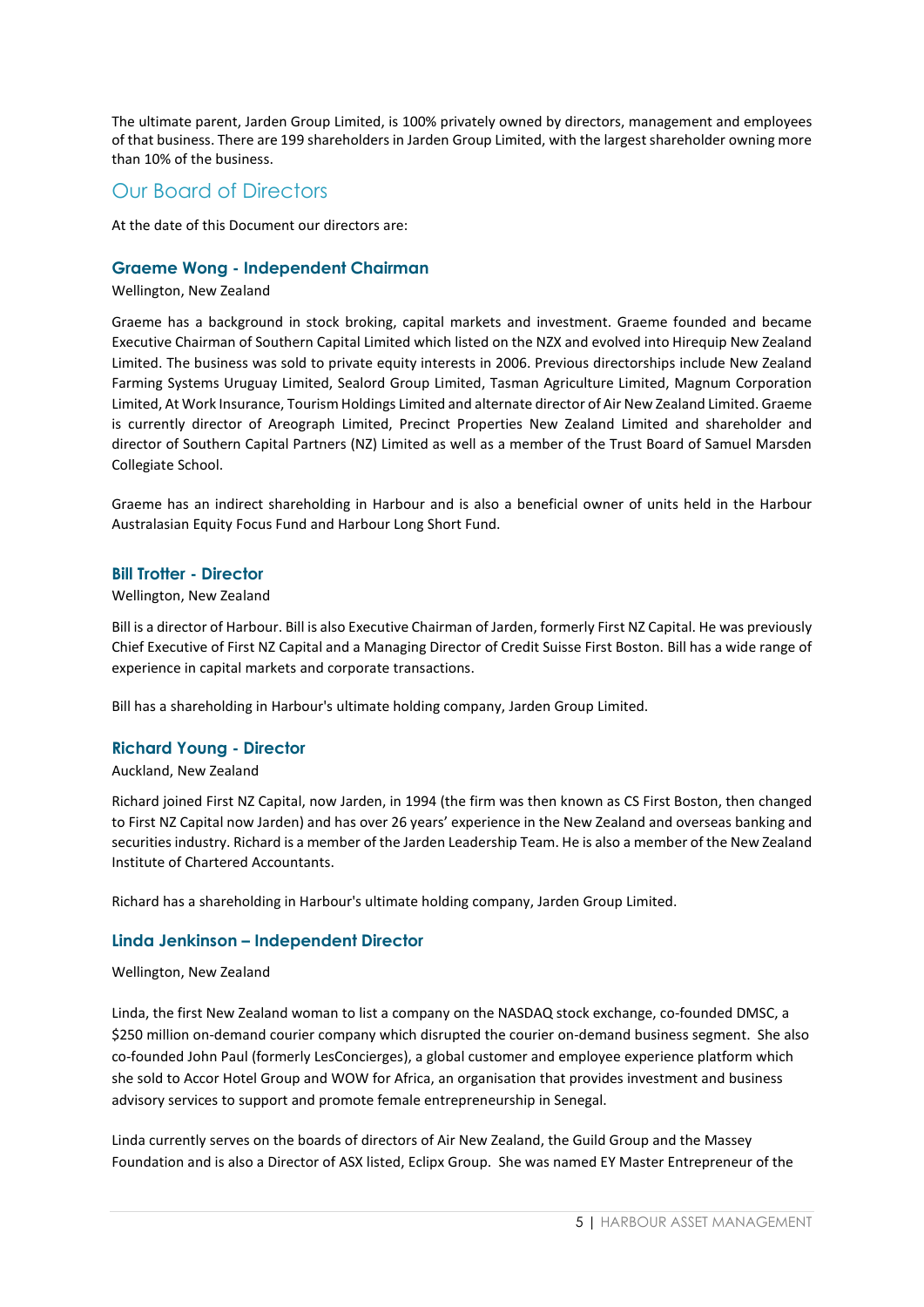The ultimate parent, Jarden Group Limited, is 100% privately owned by directors, management and employees of that business. There are 199 shareholders in Jarden Group Limited, with the largest shareholder owning more than 10% of the business.

## Our Board of Directors

At the date of this Document our directors are:

### Graeme Wong - Independent Chairman

Wellington, New Zealand

Graeme has a background in stock broking, capital markets and investment. Graeme founded and became Executive Chairman of Southern Capital Limited which listed on the NZX and evolved into Hirequip New Zealand Limited. The business was sold to private equity interests in 2006. Previous directorships include New Zealand Farming Systems Uruguay Limited, Sealord Group Limited, Tasman Agriculture Limited, Magnum Corporation Limited, At Work Insurance, Tourism Holdings Limited and alternate director of Air New Zealand Limited. Graeme is currently director of Areograph Limited, Precinct Properties New Zealand Limited and shareholder and director of Southern Capital Partners (NZ) Limited as well as a member of the Trust Board of Samuel Marsden Collegiate School.

Graeme has an indirect shareholding in Harbour and is also a beneficial owner of units held in the Harbour Australasian Equity Focus Fund and Harbour Long Short Fund.

### Bill Trotter - Director

Wellington, New Zealand

Bill is a director of Harbour. Bill is also Executive Chairman of Jarden, formerly First NZ Capital. He was previously Chief Executive of First NZ Capital and a Managing Director of Credit Suisse First Boston. Bill has a wide range of experience in capital markets and corporate transactions.

Bill has a shareholding in Harbour's ultimate holding company, Jarden Group Limited.

### Richard Young - Director

Auckland, New Zealand

Richard joined First NZ Capital, now Jarden, in 1994 (the firm was then known as CS First Boston, then changed to First NZ Capital now Jarden) and has over 26 years' experience in the New Zealand and overseas banking and securities industry. Richard is a member of the Jarden Leadership Team. He is also a member of the New Zealand Institute of Chartered Accountants.

Richard has a shareholding in Harbour's ultimate holding company, Jarden Group Limited.

### Linda Jenkinson – Independent Director

Wellington, New Zealand

Linda, the first New Zealand woman to list a company on the NASDAQ stock exchange, co-founded DMSC, a $250 million on-demand courier company which disrupted the courier on-demand business segment. She also co-founded John Paul (formerly LesConcierges), a global customer and employee experience platform which she sold to Accor Hotel Group and WOW for Africa, an organisation that provides investment and business advisory services to support and promote female entrepreneurship in Senegal.

Linda currently serves on the boards of directors of Air New Zealand, the Guild Group and the Massey Foundation and is also a Director of ASX listed, Eclipx Group. She was named EY Master Entrepreneur of the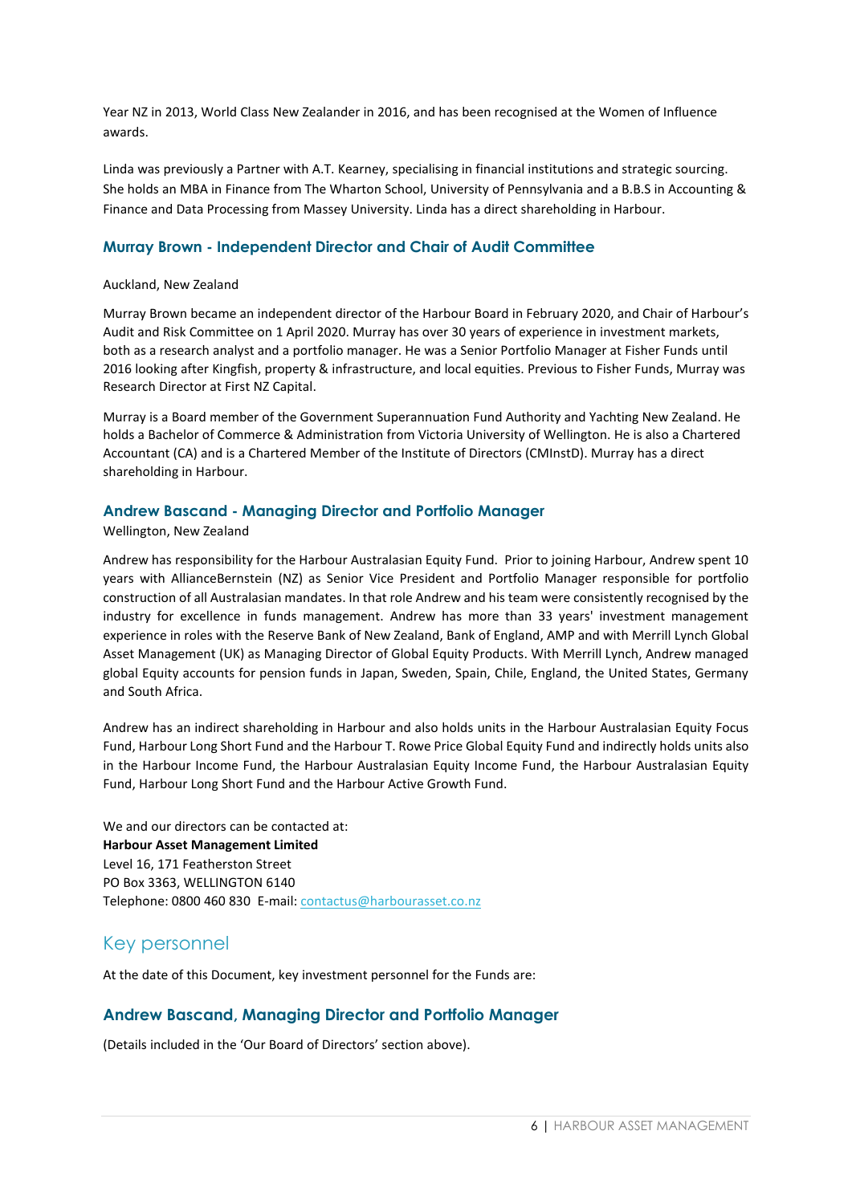Year NZ in 2013, World Class New Zealander in 2016, and has been recognised at the Women of Influence awards.

Linda was previously a Partner with A.T. Kearney, specialising in financial institutions and strategic sourcing. She holds an MBA in Finance from The Wharton School, University of Pennsylvania and a B.B.S in Accounting & Finance and Data Processing from Massey University. Linda has a direct shareholding in Harbour.

### Murray Brown - Independent Director and Chair of Audit Committee

Auckland, New Zealand

Murray Brown became an independent director of the Harbour Board in February 2020, and Chair of Harbour's Audit and Risk Committee on 1 April 2020. Murray has over 30 years of experience in investment markets, both as a research analyst and a portfolio manager. He was a Senior Portfolio Manager at Fisher Funds until 2016 looking after Kingfish, property & infrastructure, and local equities. Previous to Fisher Funds, Murray was Research Director at First NZ Capital.

Murray is a Board member of the Government Superannuation Fund Authority and Yachting New Zealand. He holds a Bachelor of Commerce & Administration from Victoria University of Wellington. He is also a Chartered Accountant (CA) and is a Chartered Member of the Institute of Directors (CMInstD). Murray has a direct shareholding in Harbour.

### Andrew Bascand - Managing Director and Portfolio Manager

Wellington, New Zealand

Andrew has responsibility for the Harbour Australasian Equity Fund. Prior to joining Harbour, Andrew spent 10 years with AllianceBernstein (NZ) as Senior Vice President and Portfolio Manager responsible for portfolio construction of all Australasian mandates. In that role Andrew and his team were consistently recognised by the industry for excellence in funds management. Andrew has more than 33 years' investment management experience in roles with the Reserve Bank of New Zealand, Bank of England, AMP and with Merrill Lynch Global Asset Management (UK) as Managing Director of Global Equity Products. With Merrill Lynch, Andrew managed global Equity accounts for pension funds in Japan, Sweden, Spain, Chile, England, the United States, Germany and South Africa.

Andrew has an indirect shareholding in Harbour and also holds units in the Harbour Australasian Equity Focus Fund, Harbour Long Short Fund and the Harbour T. Rowe Price Global Equity Fund and indirectly holds units also in the Harbour Income Fund, the Harbour Australasian Equity Income Fund, the Harbour Australasian Equity Fund, Harbour Long Short Fund and the Harbour Active Growth Fund.

We and our directors can be contacted at:
**Harbour Asset Management Limited**
Level 16, 171 Featherston Street
PO Box 3363, WELLINGTON 6140
Telephone: 0800 460 830 E-mail: contactus@harbourasset.co.nz

## Key personnel

At the date of this Document, key investment personnel for the Funds are:

### Andrew Bascand, Managing Director and Portfolio Manager

(Details included in the 'Our Board of Directors' section above).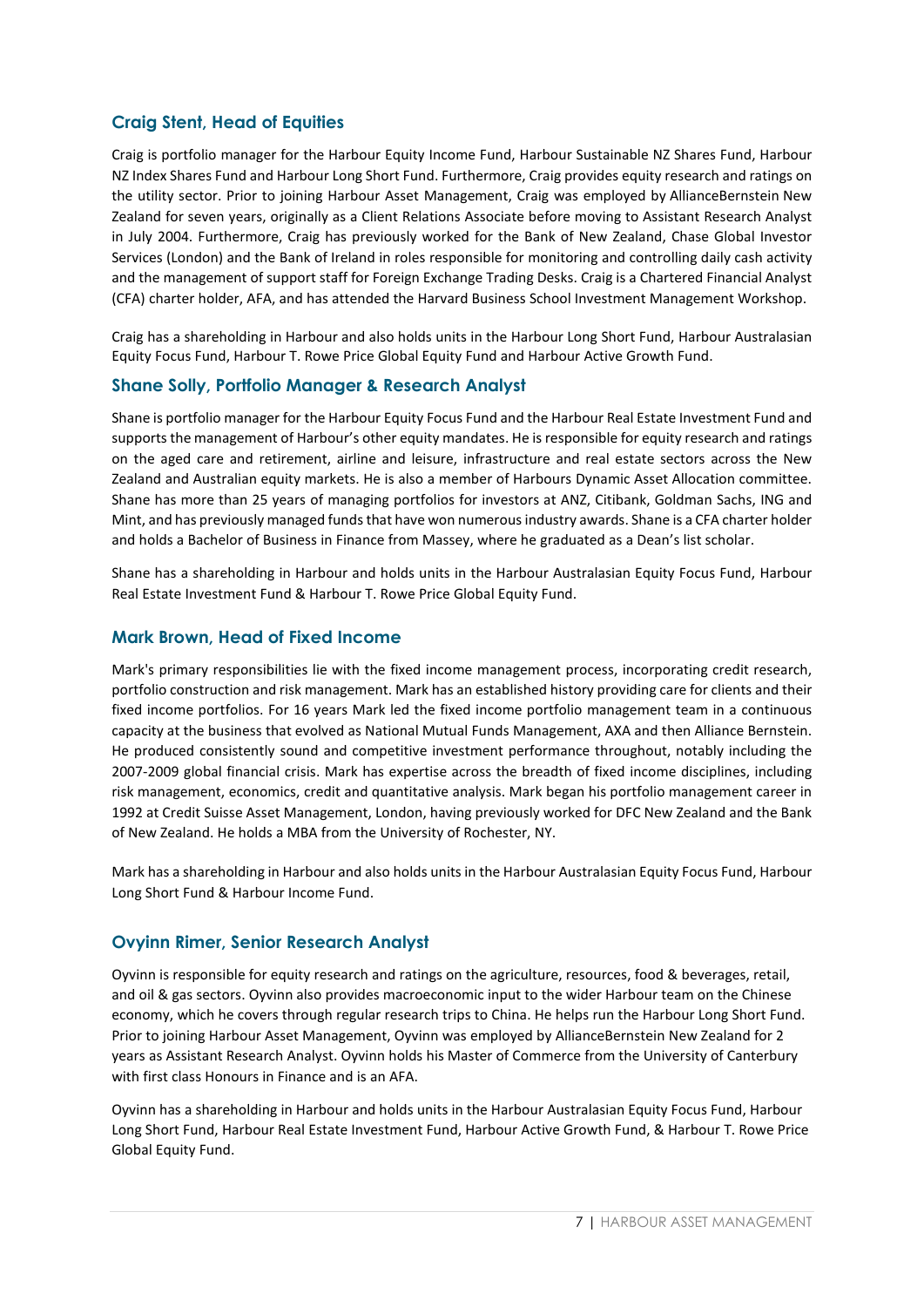## Craig Stent, Head of Equities

Craig is portfolio manager for the Harbour Equity Income Fund, Harbour Sustainable NZ Shares Fund, Harbour NZ Index Shares Fund and Harbour Long Short Fund. Furthermore, Craig provides equity research and ratings on the utility sector. Prior to joining Harbour Asset Management, Craig was employed by AllianceBernstein New Zealand for seven years, originally as a Client Relations Associate before moving to Assistant Research Analyst in July 2004. Furthermore, Craig has previously worked for the Bank of New Zealand, Chase Global Investor Services (London) and the Bank of Ireland in roles responsible for monitoring and controlling daily cash activity and the management of support staff for Foreign Exchange Trading Desks. Craig is a Chartered Financial Analyst (CFA) charter holder, AFA, and has attended the Harvard Business School Investment Management Workshop.

Craig has a shareholding in Harbour and also holds units in the Harbour Long Short Fund, Harbour Australasian Equity Focus Fund, Harbour T. Rowe Price Global Equity Fund and Harbour Active Growth Fund.

## Shane Solly, Portfolio Manager & Research Analyst

Shane is portfolio manager for the Harbour Equity Focus Fund and the Harbour Real Estate Investment Fund and supports the management of Harbour's other equity mandates. He is responsible for equity research and ratings on the aged care and retirement, airline and leisure, infrastructure and real estate sectors across the New Zealand and Australian equity markets. He is also a member of Harbours Dynamic Asset Allocation committee. Shane has more than 25 years of managing portfolios for investors at ANZ, Citibank, Goldman Sachs, ING and Mint, and has previously managed funds that have won numerous industry awards. Shane is a CFA charter holder and holds a Bachelor of Business in Finance from Massey, where he graduated as a Dean's list scholar.

Shane has a shareholding in Harbour and holds units in the Harbour Australasian Equity Focus Fund, Harbour Real Estate Investment Fund & Harbour T. Rowe Price Global Equity Fund.

## Mark Brown, Head of Fixed Income

Mark's primary responsibilities lie with the fixed income management process, incorporating credit research, portfolio construction and risk management. Mark has an established history providing care for clients and their fixed income portfolios. For 16 years Mark led the fixed income portfolio management team in a continuous capacity at the business that evolved as National Mutual Funds Management, AXA and then Alliance Bernstein. He produced consistently sound and competitive investment performance throughout, notably including the 2007-2009 global financial crisis. Mark has expertise across the breadth of fixed income disciplines, including risk management, economics, credit and quantitative analysis. Mark began his portfolio management career in 1992 at Credit Suisse Asset Management, London, having previously worked for DFC New Zealand and the Bank of New Zealand. He holds a MBA from the University of Rochester, NY.

Mark has a shareholding in Harbour and also holds units in the Harbour Australasian Equity Focus Fund, Harbour Long Short Fund & Harbour Income Fund.

## Ovyinn Rimer, Senior Research Analyst

Oyvinn is responsible for equity research and ratings on the agriculture, resources, food & beverages, retail, and oil & gas sectors. Oyvinn also provides macroeconomic input to the wider Harbour team on the Chinese economy, which he covers through regular research trips to China. He helps run the Harbour Long Short Fund. Prior to joining Harbour Asset Management, Oyvinn was employed by AllianceBernstein New Zealand for 2 years as Assistant Research Analyst. Oyvinn holds his Master of Commerce from the University of Canterbury with first class Honours in Finance and is an AFA.

Oyvinn has a shareholding in Harbour and holds units in the Harbour Australasian Equity Focus Fund, Harbour Long Short Fund, Harbour Real Estate Investment Fund, Harbour Active Growth Fund, & Harbour T. Rowe Price Global Equity Fund.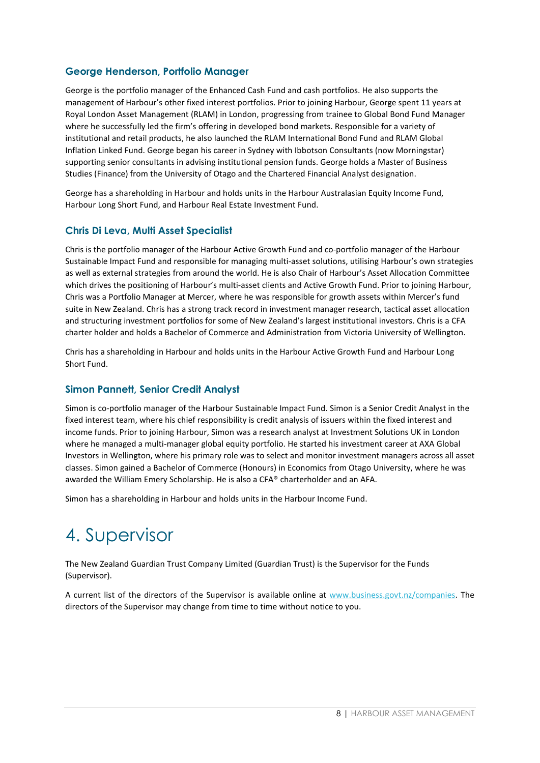### George Henderson, Portfolio Manager

George is the portfolio manager of the Enhanced Cash Fund and cash portfolios. He also supports the management of Harbour's other fixed interest portfolios. Prior to joining Harbour, George spent 11 years at Royal London Asset Management (RLAM) in London, progressing from trainee to Global Bond Fund Manager where he successfully led the firm's offering in developed bond markets. Responsible for a variety of institutional and retail products, he also launched the RLAM International Bond Fund and RLAM Global Inflation Linked Fund. George began his career in Sydney with Ibbotson Consultants (now Morningstar) supporting senior consultants in advising institutional pension funds. George holds a Master of Business Studies (Finance) from the University of Otago and the Chartered Financial Analyst designation.

George has a shareholding in Harbour and holds units in the Harbour Australasian Equity Income Fund, Harbour Long Short Fund, and Harbour Real Estate Investment Fund.

### Chris Di Leva, Multi Asset Specialist

Chris is the portfolio manager of the Harbour Active Growth Fund and co-portfolio manager of the Harbour Sustainable Impact Fund and responsible for managing multi-asset solutions, utilising Harbour's own strategies as well as external strategies from around the world. He is also Chair of Harbour's Asset Allocation Committee which drives the positioning of Harbour's multi-asset clients and Active Growth Fund. Prior to joining Harbour, Chris was a Portfolio Manager at Mercer, where he was responsible for growth assets within Mercer's fund suite in New Zealand. Chris has a strong track record in investment manager research, tactical asset allocation and structuring investment portfolios for some of New Zealand's largest institutional investors. Chris is a CFA charter holder and holds a Bachelor of Commerce and Administration from Victoria University of Wellington.

Chris has a shareholding in Harbour and holds units in the Harbour Active Growth Fund and Harbour Long Short Fund.

### Simon Pannett, Senior Credit Analyst

Simon is co-portfolio manager of the Harbour Sustainable Impact Fund. Simon is a Senior Credit Analyst in the fixed interest team, where his chief responsibility is credit analysis of issuers within the fixed interest and income funds. Prior to joining Harbour, Simon was a research analyst at Investment Solutions UK in London where he managed a multi-manager global equity portfolio. He started his investment career at AXA Global Investors in Wellington, where his primary role was to select and monitor investment managers across all asset classes. Simon gained a Bachelor of Commerce (Honours) in Economics from Otago University, where he was awarded the William Emery Scholarship. He is also a CFA® charterholder and an AFA.

Simon has a shareholding in Harbour and holds units in the Harbour Income Fund.

# 4. Supervisor

The New Zealand Guardian Trust Company Limited (Guardian Trust) is the Supervisor for the Funds (Supervisor).

A current list of the directors of the Supervisor is available online at www.business.govt.nz/companies. The directors of the Supervisor may change from time to time without notice to you.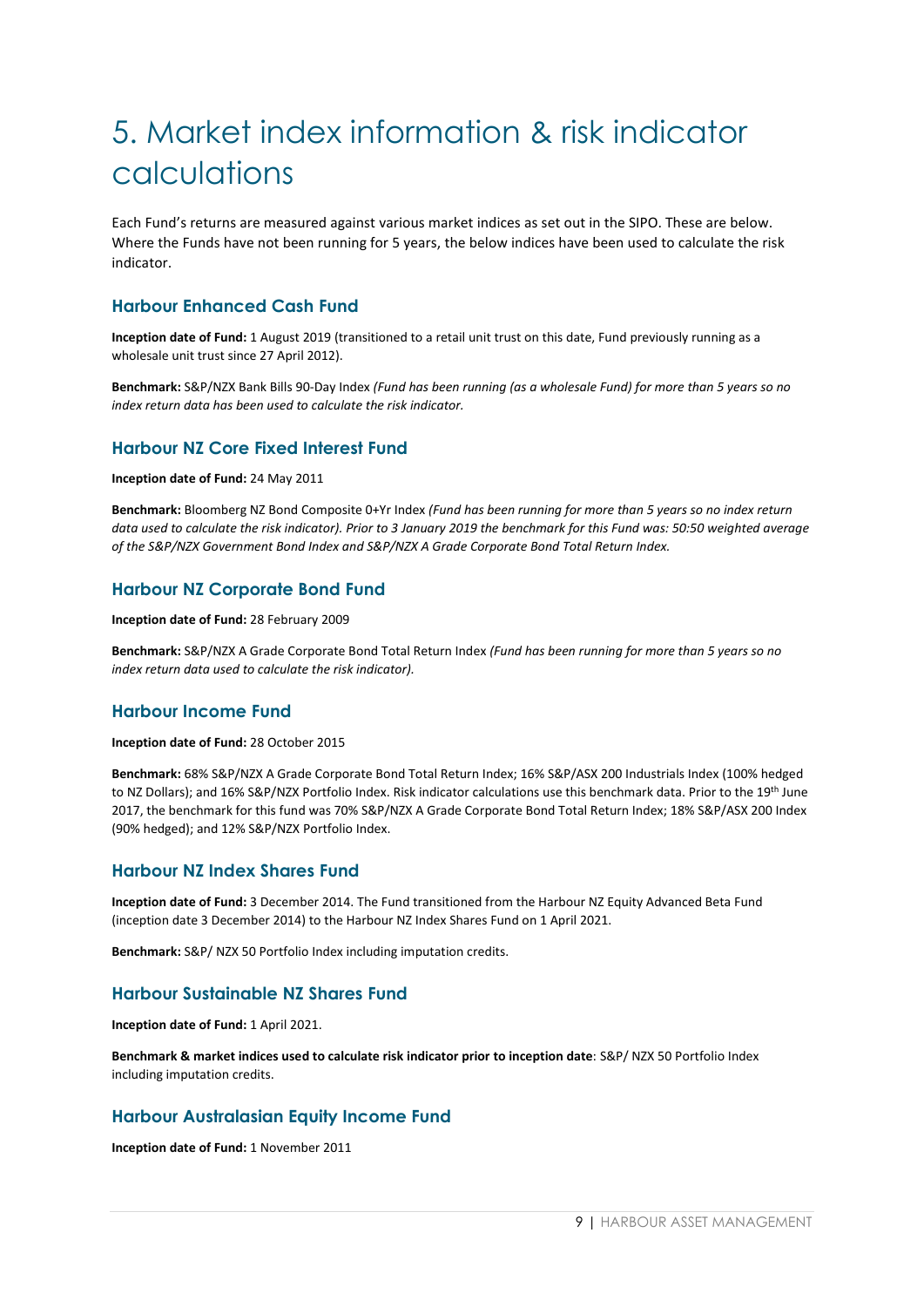# 5. Market index information & risk indicator calculations

Each Fund's returns are measured against various market indices as set out in the SIPO. These are below. Where the Funds have not been running for 5 years, the below indices have been used to calculate the risk indicator.

## Harbour Enhanced Cash Fund

**Inception date of Fund:** 1 August 2019 (transitioned to a retail unit trust on this date, Fund previously running as a wholesale unit trust since 27 April 2012).

**Benchmark:** S&P/NZX Bank Bills 90-Day Index *(Fund has been running (as a wholesale Fund) for more than 5 years so no index return data has been used to calculate the risk indicator.*

## Harbour NZ Core Fixed Interest Fund

**Inception date of Fund:** 24 May 2011

**Benchmark:** Bloomberg NZ Bond Composite 0+Yr Index *(Fund has been running for more than 5 years so no index return data used to calculate the risk indicator). Prior to 3 January 2019 the benchmark for this Fund was: 50:50 weighted average of the S&P/NZX Government Bond Index and S&P/NZX A Grade Corporate Bond Total Return Index.*

## Harbour NZ Corporate Bond Fund

**Inception date of Fund:** 28 February 2009

**Benchmark:** S&P/NZX A Grade Corporate Bond Total Return Index *(Fund has been running for more than 5 years so no index return data used to calculate the risk indicator).*

## Harbour Income Fund

**Inception date of Fund:** 28 October 2015

**Benchmark:** 68% S&P/NZX A Grade Corporate Bond Total Return Index; 16% S&P/ASX 200 Industrials Index (100% hedged to NZ Dollars); and 16% S&P/NZX Portfolio Index. Risk indicator calculations use this benchmark data. Prior to the 19th June 2017, the benchmark for this fund was 70% S&P/NZX A Grade Corporate Bond Total Return Index; 18% S&P/ASX 200 Index (90% hedged); and 12% S&P/NZX Portfolio Index.

## Harbour NZ Index Shares Fund

**Inception date of Fund:** 3 December 2014. The Fund transitioned from the Harbour NZ Equity Advanced Beta Fund (inception date 3 December 2014) to the Harbour NZ Index Shares Fund on 1 April 2021.

**Benchmark:** S&P/ NZX 50 Portfolio Index including imputation credits.

## Harbour Sustainable NZ Shares Fund

**Inception date of Fund:** 1 April 2021.

**Benchmark & market indices used to calculate risk indicator prior to inception date**: S&P/ NZX 50 Portfolio Index including imputation credits.

## Harbour Australasian Equity Income Fund

**Inception date of Fund:** 1 November 2011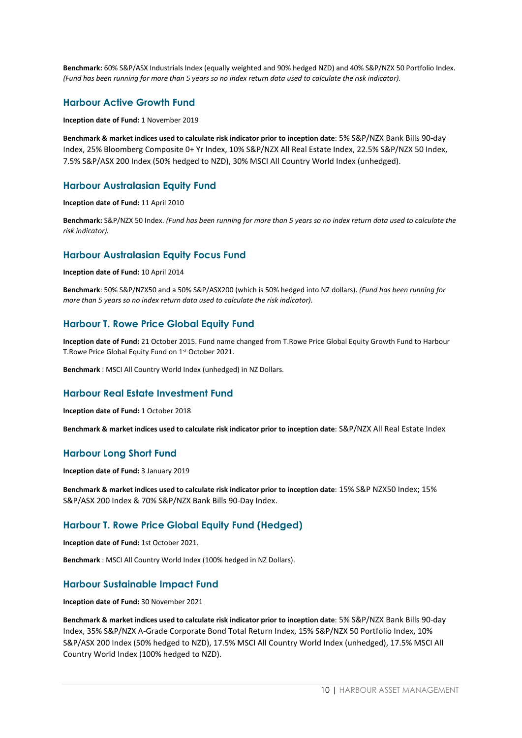**Benchmark:** 60% S&P/ASX Industrials Index (equally weighted and 90% hedged NZD) and 40% S&P/NZX 50 Portfolio Index. *(Fund has been running for more than 5 years so no index return data used to calculate the risk indicator).*

### Harbour Active Growth Fund

**Inception date of Fund:** 1 November 2019

**Benchmark & market indices used to calculate risk indicator prior to inception date**: 5% S&P/NZX Bank Bills 90-day Index, 25% Bloomberg Composite 0+ Yr Index, 10% S&P/NZX All Real Estate Index, 22.5% S&P/NZX 50 Index, 7.5% S&P/ASX 200 Index (50% hedged to NZD), 30% MSCI All Country World Index (unhedged).

### Harbour Australasian Equity Fund

**Inception date of Fund:** 11 April 2010

**Benchmark:** S&P/NZX 50 Index. *(Fund has been running for more than 5 years so no index return data used to calculate the risk indicator).*

### Harbour Australasian Equity Focus Fund

**Inception date of Fund:** 10 April 2014

**Benchmark**: 50% S&P/NZX50 and a 50% S&P/ASX200 (which is 50% hedged into NZ dollars). *(Fund has been running for more than 5 years so no index return data used to calculate the risk indicator).*

### Harbour T. Rowe Price Global Equity Fund

**Inception date of Fund:** 21 October 2015. Fund name changed from T.Rowe Price Global Equity Growth Fund to Harbour T.Rowe Price Global Equity Fund on 1st October 2021.

**Benchmark** : MSCI All Country World Index (unhedged) in NZ Dollars.

### Harbour Real Estate Investment Fund

**Inception date of Fund:** 1 October 2018

**Benchmark & market indices used to calculate risk indicator prior to inception date**: S&P/NZX All Real Estate Index

### Harbour Long Short Fund

**Inception date of Fund:** 3 January 2019

**Benchmark & market indices used to calculate risk indicator prior to inception date**: 15% S&P NZX50 Index; 15% S&P/ASX 200 Index & 70% S&P/NZX Bank Bills 90-Day Index.

### Harbour T. Rowe Price Global Equity Fund (Hedged)

**Inception date of Fund:** 1st October 2021.

**Benchmark** : MSCI All Country World Index (100% hedged in NZ Dollars).

### Harbour Sustainable Impact Fund

**Inception date of Fund:** 30 November 2021

**Benchmark & market indices used to calculate risk indicator prior to inception date**: 5% S&P/NZX Bank Bills 90-day Index, 35% S&P/NZX A-Grade Corporate Bond Total Return Index, 15% S&P/NZX 50 Portfolio Index, 10% S&P/ASX 200 Index (50% hedged to NZD), 17.5% MSCI All Country World Index (unhedged), 17.5% MSCI All Country World Index (100% hedged to NZD).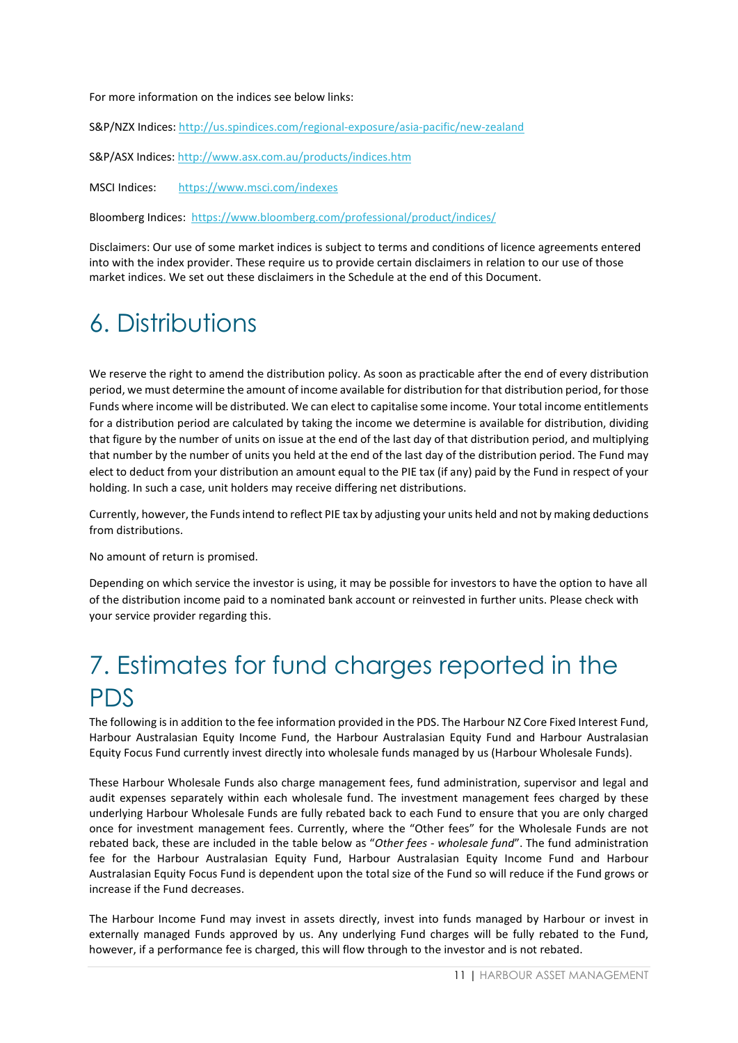For more information on the indices see below links:

S&P/NZX Indices: http://us.spindices.com/regional-exposure/asia-pacific/new-zealand

S&P/ASX Indices: http://www.asx.com.au/products/indices.htm

MSCI Indices: https://www.msci.com/indexes

Bloomberg Indices: https://www.bloomberg.com/professional/product/indices/

Disclaimers: Our use of some market indices is subject to terms and conditions of licence agreements entered into with the index provider. These require us to provide certain disclaimers in relation to our use of those market indices. We set out these disclaimers in the Schedule at the end of this Document.

# 6. Distributions

We reserve the right to amend the distribution policy. As soon as practicable after the end of every distribution period, we must determine the amount of income available for distribution for that distribution period, for those Funds where income will be distributed. We can elect to capitalise some income. Your total income entitlements for a distribution period are calculated by taking the income we determine is available for distribution, dividing that figure by the number of units on issue at the end of the last day of that distribution period, and multiplying that number by the number of units you held at the end of the last day of the distribution period. The Fund may elect to deduct from your distribution an amount equal to the PIE tax (if any) paid by the Fund in respect of your holding. In such a case, unit holders may receive differing net distributions.

Currently, however, the Funds intend to reflect PIE tax by adjusting your units held and not by making deductions from distributions.

No amount of return is promised.

Depending on which service the investor is using, it may be possible for investors to have the option to have all of the distribution income paid to a nominated bank account or reinvested in further units. Please check with your service provider regarding this.

# 7. Estimates for fund charges reported in the PDS

The following is in addition to the fee information provided in the PDS. The Harbour NZ Core Fixed Interest Fund, Harbour Australasian Equity Income Fund, the Harbour Australasian Equity Fund and Harbour Australasian Equity Focus Fund currently invest directly into wholesale funds managed by us (Harbour Wholesale Funds).

These Harbour Wholesale Funds also charge management fees, fund administration, supervisor and legal and audit expenses separately within each wholesale fund. The investment management fees charged by these underlying Harbour Wholesale Funds are fully rebated back to each Fund to ensure that you are only charged once for investment management fees. Currently, where the "Other fees" for the Wholesale Funds are not rebated back, these are included in the table below as "*Other fees - wholesale fund*". The fund administration fee for the Harbour Australasian Equity Fund, Harbour Australasian Equity Income Fund and Harbour Australasian Equity Focus Fund is dependent upon the total size of the Fund so will reduce if the Fund grows or increase if the Fund decreases.

The Harbour Income Fund may invest in assets directly, invest into funds managed by Harbour or invest in externally managed Funds approved by us. Any underlying Fund charges will be fully rebated to the Fund, however, if a performance fee is charged, this will flow through to the investor and is not rebated.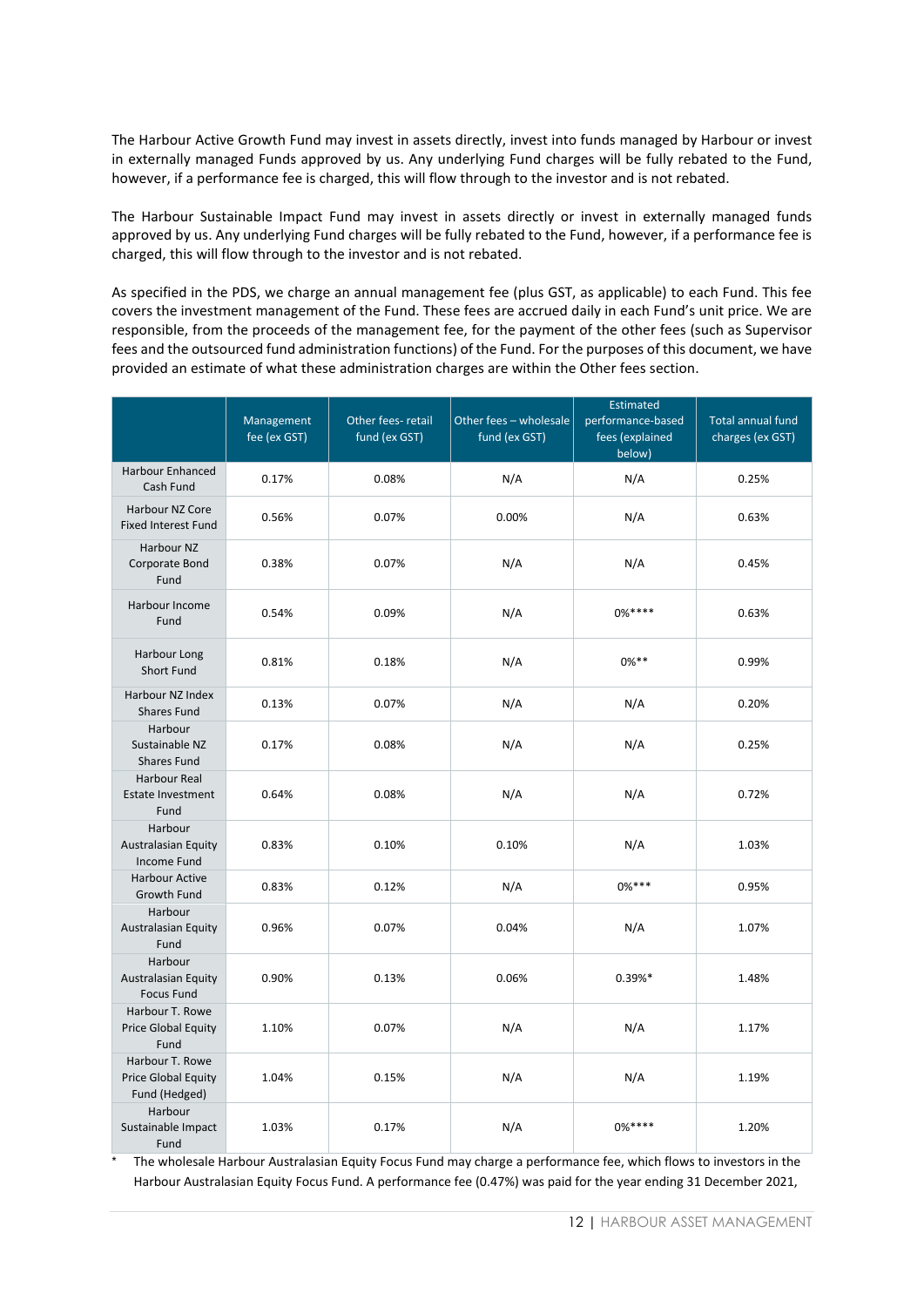The Harbour Active Growth Fund may invest in assets directly, invest into funds managed by Harbour or invest in externally managed Funds approved by us. Any underlying Fund charges will be fully rebated to the Fund, however, if a performance fee is charged, this will flow through to the investor and is not rebated.

The Harbour Sustainable Impact Fund may invest in assets directly or invest in externally managed funds approved by us. Any underlying Fund charges will be fully rebated to the Fund, however, if a performance fee is charged, this will flow through to the investor and is not rebated.

As specified in the PDS, we charge an annual management fee (plus GST, as applicable) to each Fund. This fee covers the investment management of the Fund. These fees are accrued daily in each Fund's unit price. We are responsible, from the proceeds of the management fee, for the payment of the other fees (such as Supervisor fees and the outsourced fund administration functions) of the Fund. For the purposes of this document, we have provided an estimate of what these administration charges are within the Other fees section.

| | Management fee (ex GST) | Other fees- retail fund (ex GST) | Other fees – wholesale fund (ex GST) | Estimated performance-based fees (explained below) | Total annual fund charges (ex GST) |
|---|---|---|---|---|---|
| Harbour Enhanced Cash Fund | 0.17% | 0.08% | N/A | N/A | 0.25% |
| Harbour NZ Core Fixed Interest Fund | 0.56% | 0.07% | 0.00% | N/A | 0.63% |
| Harbour NZ Corporate Bond Fund | 0.38% | 0.07% | N/A | N/A | 0.45% |
| Harbour Income Fund | 0.54% | 0.09% | N/A | 0%**** | 0.63% |
| Harbour Long Short Fund | 0.81% | 0.18% | N/A | 0%** | 0.99% |
| Harbour NZ Index Shares Fund | 0.13% | 0.07% | N/A | N/A | 0.20% |
| Harbour Sustainable NZ Shares Fund | 0.17% | 0.08% | N/A | N/A | 0.25% |
| Harbour Real Estate Investment Fund | 0.64% | 0.08% | N/A | N/A | 0.72% |
| Harbour Australasian Equity Income Fund | 0.83% | 0.10% | 0.10% | N/A | 1.03% |
| Harbour Active Growth Fund | 0.83% | 0.12% | N/A | 0%*** | 0.95% |
| Harbour Australasian Equity Fund | 0.96% | 0.07% | 0.04% | N/A | 1.07% |
| Harbour Australasian Equity Focus Fund | 0.90% | 0.13% | 0.06% | 0.39%* | 1.48% |
| Harbour T. Rowe Price Global Equity Fund | 1.10% | 0.07% | N/A | N/A | 1.17% |
| Harbour T. Rowe Price Global Equity Fund (Hedged) | 1.04% | 0.15% | N/A | N/A | 1.19% |
| Harbour Sustainable Impact Fund | 1.03% | 0.17% | N/A | 0%**** | 1.20% |

\* The wholesale Harbour Australasian Equity Focus Fund may charge a performance fee, which flows to investors in the Harbour Australasian Equity Focus Fund. A performance fee (0.47%) was paid for the year ending 31 December 2021,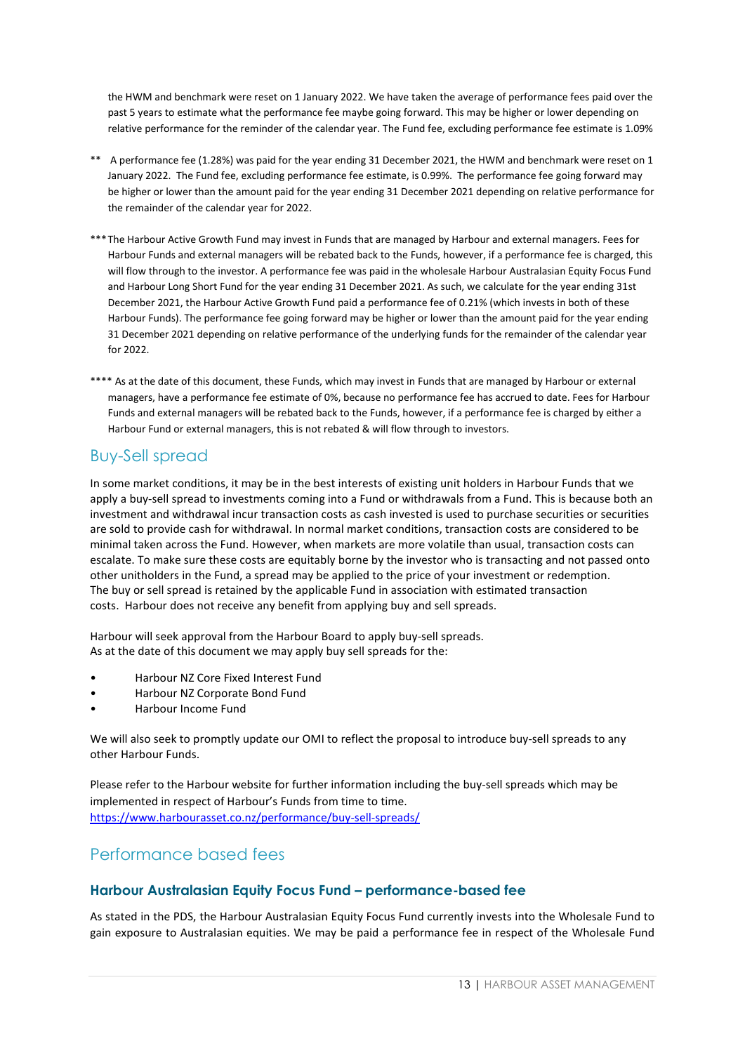the HWM and benchmark were reset on 1 January 2022. We have taken the average of performance fees paid over the past 5 years to estimate what the performance fee maybe going forward. This may be higher or lower depending on relative performance for the reminder of the calendar year. The Fund fee, excluding performance fee estimate is 1.09%

** A performance fee (1.28%) was paid for the year ending 31 December 2021, the HWM and benchmark were reset on 1 January 2022. The Fund fee, excluding performance fee estimate, is 0.99%. The performance fee going forward may be higher or lower than the amount paid for the year ending 31 December 2021 depending on relative performance for the remainder of the calendar year for 2022.

*** The Harbour Active Growth Fund may invest in Funds that are managed by Harbour and external managers. Fees for Harbour Funds and external managers will be rebated back to the Funds, however, if a performance fee is charged, this will flow through to the investor. A performance fee was paid in the wholesale Harbour Australasian Equity Focus Fund and Harbour Long Short Fund for the year ending 31 December 2021. As such, we calculate for the year ending 31st December 2021, the Harbour Active Growth Fund paid a performance fee of 0.21% (which invests in both of these Harbour Funds). The performance fee going forward may be higher or lower than the amount paid for the year ending 31 December 2021 depending on relative performance of the underlying funds for the remainder of the calendar year for 2022.

**** As at the date of this document, these Funds, which may invest in Funds that are managed by Harbour or external managers, have a performance fee estimate of 0%, because no performance fee has accrued to date. Fees for Harbour Funds and external managers will be rebated back to the Funds, however, if a performance fee is charged by either a Harbour Fund or external managers, this is not rebated & will flow through to investors.

## Buy-Sell spread

In some market conditions, it may be in the best interests of existing unit holders in Harbour Funds that we apply a buy-sell spread to investments coming into a Fund or withdrawals from a Fund. This is because both an investment and withdrawal incur transaction costs as cash invested is used to purchase securities or securities are sold to provide cash for withdrawal. In normal market conditions, transaction costs are considered to be minimal taken across the Fund. However, when markets are more volatile than usual, transaction costs can escalate. To make sure these costs are equitably borne by the investor who is transacting and not passed onto other unitholders in the Fund, a spread may be applied to the price of your investment or redemption. The buy or sell spread is retained by the applicable Fund in association with estimated transaction costs. Harbour does not receive any benefit from applying buy and sell spreads.

Harbour will seek approval from the Harbour Board to apply buy-sell spreads.
As at the date of this document we may apply buy sell spreads for the:

- Harbour NZ Core Fixed Interest Fund
- Harbour NZ Corporate Bond Fund
- Harbour Income Fund

We will also seek to promptly update our OMI to reflect the proposal to introduce buy-sell spreads to any other Harbour Funds.

Please refer to the Harbour website for further information including the buy-sell spreads which may be implemented in respect of Harbour's Funds from time to time.
https://www.harbourasset.co.nz/performance/buy-sell-spreads/

## Performance based fees

### Harbour Australasian Equity Focus Fund – performance-based fee

As stated in the PDS, the Harbour Australasian Equity Focus Fund currently invests into the Wholesale Fund to gain exposure to Australasian equities. We may be paid a performance fee in respect of the Wholesale Fund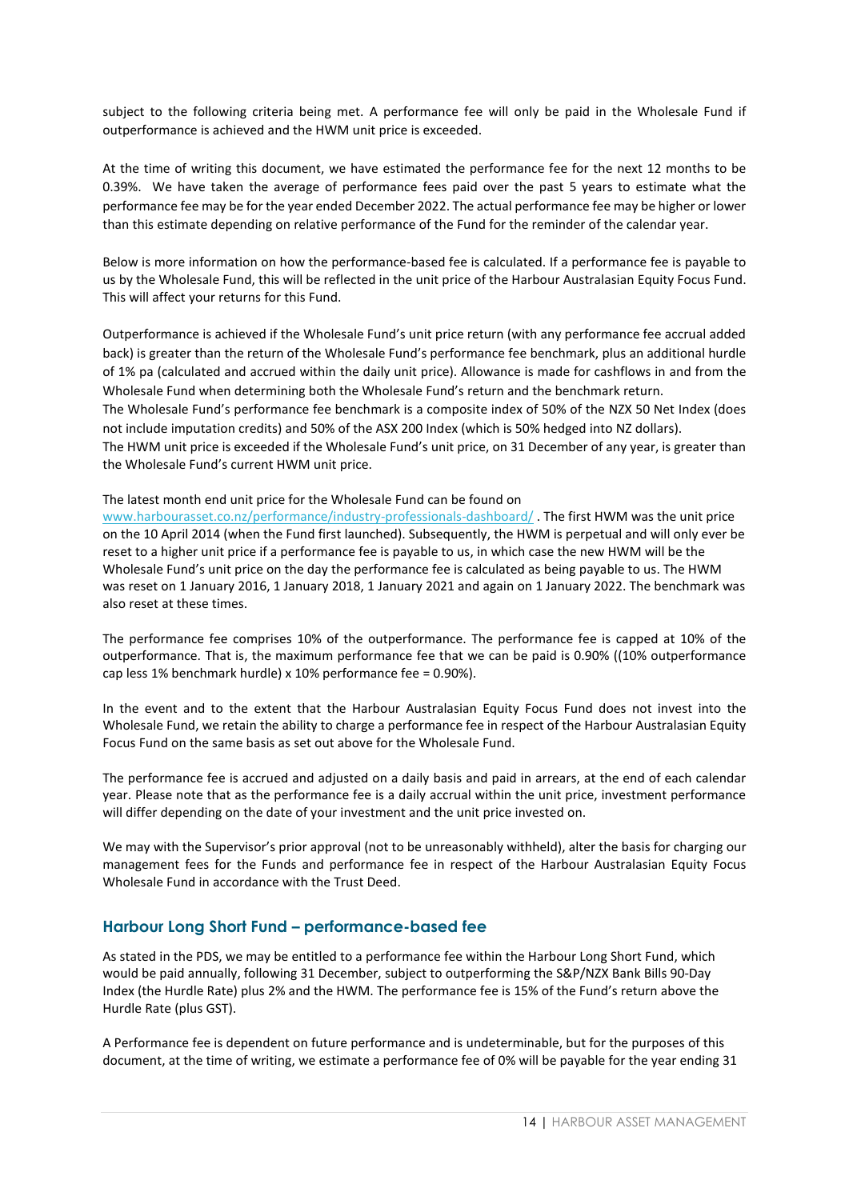subject to the following criteria being met. A performance fee will only be paid in the Wholesale Fund if outperformance is achieved and the HWM unit price is exceeded.

At the time of writing this document, we have estimated the performance fee for the next 12 months to be 0.39%. We have taken the average of performance fees paid over the past 5 years to estimate what the performance fee may be for the year ended December 2022. The actual performance fee may be higher or lower than this estimate depending on relative performance of the Fund for the reminder of the calendar year.

Below is more information on how the performance-based fee is calculated. If a performance fee is payable to us by the Wholesale Fund, this will be reflected in the unit price of the Harbour Australasian Equity Focus Fund. This will affect your returns for this Fund.

Outperformance is achieved if the Wholesale Fund's unit price return (with any performance fee accrual added back) is greater than the return of the Wholesale Fund's performance fee benchmark, plus an additional hurdle of 1% pa (calculated and accrued within the daily unit price). Allowance is made for cashflows in and from the Wholesale Fund when determining both the Wholesale Fund's return and the benchmark return.
The Wholesale Fund's performance fee benchmark is a composite index of 50% of the NZX 50 Net Index (does not include imputation credits) and 50% of the ASX 200 Index (which is 50% hedged into NZ dollars).
The HWM unit price is exceeded if the Wholesale Fund's unit price, on 31 December of any year, is greater than the Wholesale Fund's current HWM unit price.

The latest month end unit price for the Wholesale Fund can be found on
www.harbourasset.co.nz/performance/industry-professionals-dashboard/ . The first HWM was the unit price on the 10 April 2014 (when the Fund first launched). Subsequently, the HWM is perpetual and will only ever be reset to a higher unit price if a performance fee is payable to us, in which case the new HWM will be the Wholesale Fund's unit price on the day the performance fee is calculated as being payable to us. The HWM was reset on 1 January 2016, 1 January 2018, 1 January 2021 and again on 1 January 2022. The benchmark was also reset at these times.

The performance fee comprises 10% of the outperformance. The performance fee is capped at 10% of the outperformance. That is, the maximum performance fee that we can be paid is 0.90% ((10% outperformance cap less 1% benchmark hurdle) x 10% performance fee = 0.90%).

In the event and to the extent that the Harbour Australasian Equity Focus Fund does not invest into the Wholesale Fund, we retain the ability to charge a performance fee in respect of the Harbour Australasian Equity Focus Fund on the same basis as set out above for the Wholesale Fund.

The performance fee is accrued and adjusted on a daily basis and paid in arrears, at the end of each calendar year. Please note that as the performance fee is a daily accrual within the unit price, investment performance will differ depending on the date of your investment and the unit price invested on.

We may with the Supervisor's prior approval (not to be unreasonably withheld), alter the basis for charging our management fees for the Funds and performance fee in respect of the Harbour Australasian Equity Focus Wholesale Fund in accordance with the Trust Deed.

## Harbour Long Short Fund – performance-based fee

As stated in the PDS, we may be entitled to a performance fee within the Harbour Long Short Fund, which would be paid annually, following 31 December, subject to outperforming the S&P/NZX Bank Bills 90-Day Index (the Hurdle Rate) plus 2% and the HWM. The performance fee is 15% of the Fund's return above the Hurdle Rate (plus GST).

A Performance fee is dependent on future performance and is undeterminable, but for the purposes of this document, at the time of writing, we estimate a performance fee of 0% will be payable for the year ending 31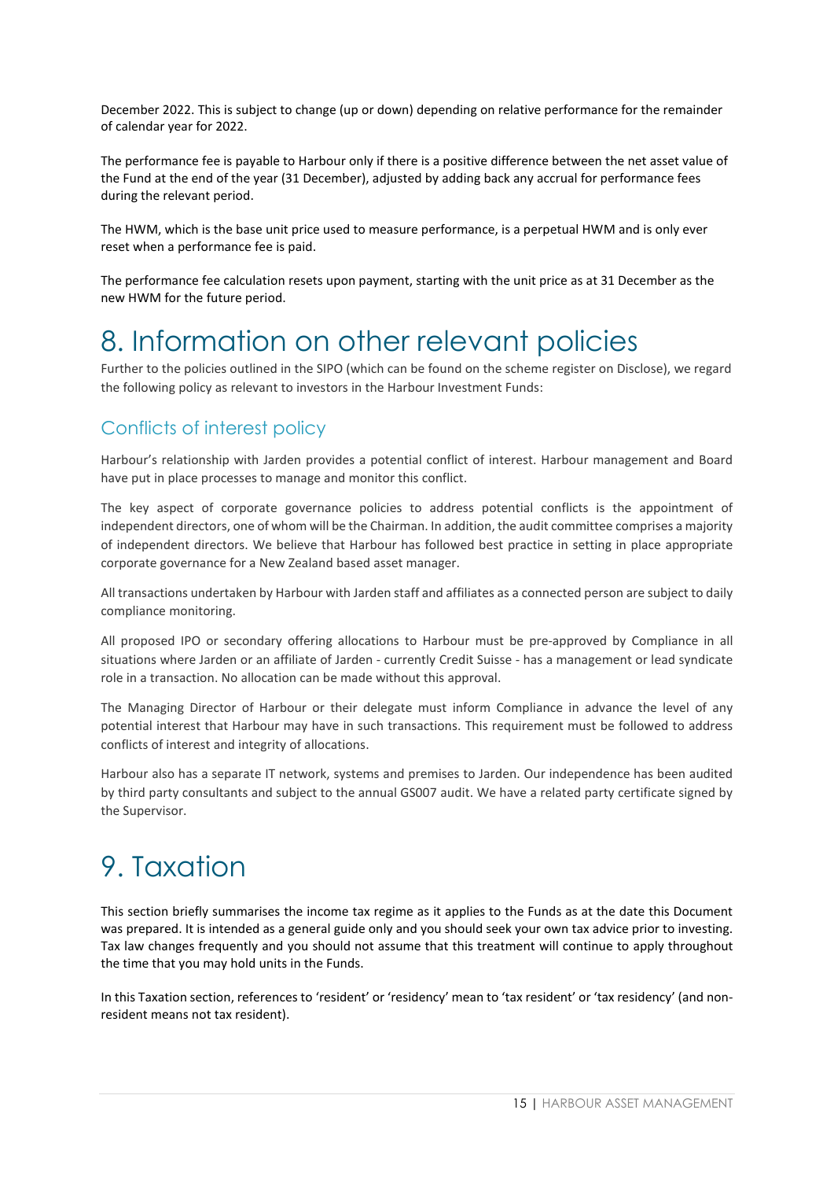December 2022. This is subject to change (up or down) depending on relative performance for the remainder of calendar year for 2022.

The performance fee is payable to Harbour only if there is a positive difference between the net asset value of the Fund at the end of the year (31 December), adjusted by adding back any accrual for performance fees during the relevant period.

The HWM, which is the base unit price used to measure performance, is a perpetual HWM and is only ever reset when a performance fee is paid.

The performance fee calculation resets upon payment, starting with the unit price as at 31 December as the new HWM for the future period.

# 8. Information on other relevant policies

Further to the policies outlined in the SIPO (which can be found on the scheme register on Disclose), we regard the following policy as relevant to investors in the Harbour Investment Funds:

## Conflicts of interest policy

Harbour's relationship with Jarden provides a potential conflict of interest. Harbour management and Board have put in place processes to manage and monitor this conflict.

The key aspect of corporate governance policies to address potential conflicts is the appointment of independent directors, one of whom will be the Chairman. In addition, the audit committee comprises a majority of independent directors. We believe that Harbour has followed best practice in setting in place appropriate corporate governance for a New Zealand based asset manager.

All transactions undertaken by Harbour with Jarden staff and affiliates as a connected person are subject to daily compliance monitoring.

All proposed IPO or secondary offering allocations to Harbour must be pre-approved by Compliance in all situations where Jarden or an affiliate of Jarden - currently Credit Suisse - has a management or lead syndicate role in a transaction. No allocation can be made without this approval.

The Managing Director of Harbour or their delegate must inform Compliance in advance the level of any potential interest that Harbour may have in such transactions. This requirement must be followed to address conflicts of interest and integrity of allocations.

Harbour also has a separate IT network, systems and premises to Jarden. Our independence has been audited by third party consultants and subject to the annual GS007 audit. We have a related party certificate signed by the Supervisor.

# 9. Taxation

This section briefly summarises the income tax regime as it applies to the Funds as at the date this Document was prepared. It is intended as a general guide only and you should seek your own tax advice prior to investing. Tax law changes frequently and you should not assume that this treatment will continue to apply throughout the time that you may hold units in the Funds.

In this Taxation section, references to 'resident' or 'residency' mean to 'tax resident' or 'tax residency' (and non-resident means not tax resident).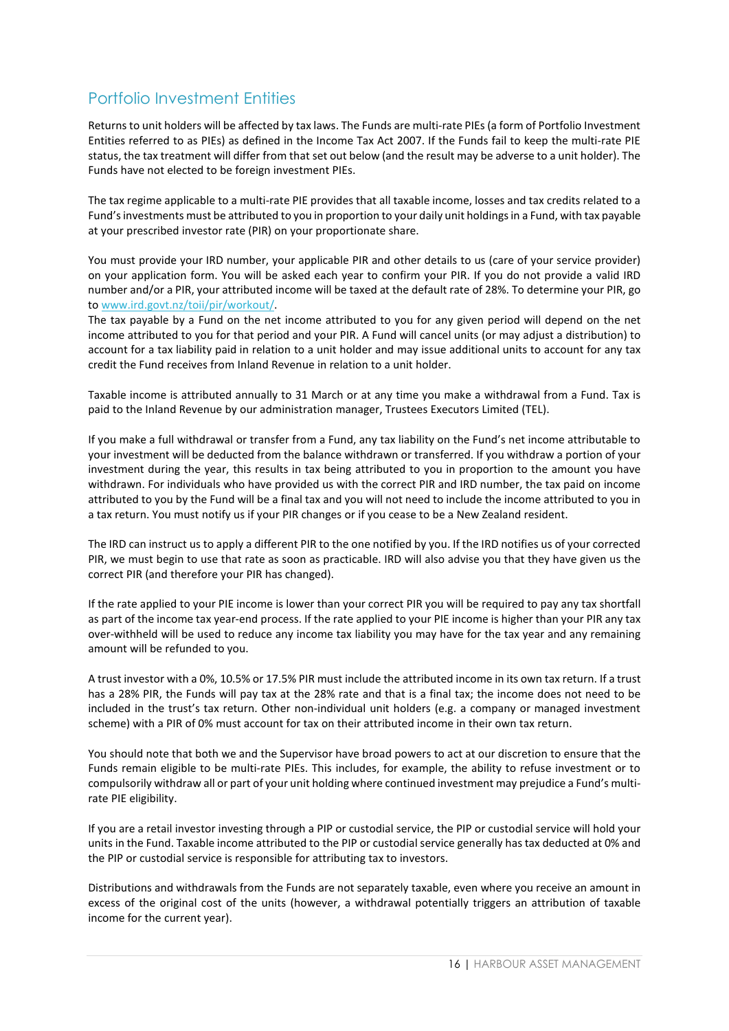## Portfolio Investment Entities

Returns to unit holders will be affected by tax laws. The Funds are multi-rate PIEs (a form of Portfolio Investment Entities referred to as PIEs) as defined in the Income Tax Act 2007. If the Funds fail to keep the multi-rate PIE status, the tax treatment will differ from that set out below (and the result may be adverse to a unit holder). The Funds have not elected to be foreign investment PIEs.

The tax regime applicable to a multi-rate PIE provides that all taxable income, losses and tax credits related to a Fund's investments must be attributed to you in proportion to your daily unit holdings in a Fund, with tax payable at your prescribed investor rate (PIR) on your proportionate share.

You must provide your IRD number, your applicable PIR and other details to us (care of your service provider) on your application form. You will be asked each year to confirm your PIR. If you do not provide a valid IRD number and/or a PIR, your attributed income will be taxed at the default rate of 28%. To determine your PIR, go to [www.ird.govt.nz/toii/pir/workout/](http://www.ird.govt.nz/toii/pir/workout/).

The tax payable by a Fund on the net income attributed to you for any given period will depend on the net income attributed to you for that period and your PIR. A Fund will cancel units (or may adjust a distribution) to account for a tax liability paid in relation to a unit holder and may issue additional units to account for any tax credit the Fund receives from Inland Revenue in relation to a unit holder.

Taxable income is attributed annually to 31 March or at any time you make a withdrawal from a Fund. Tax is paid to the Inland Revenue by our administration manager, Trustees Executors Limited (TEL).

If you make a full withdrawal or transfer from a Fund, any tax liability on the Fund's net income attributable to your investment will be deducted from the balance withdrawn or transferred. If you withdraw a portion of your investment during the year, this results in tax being attributed to you in proportion to the amount you have withdrawn. For individuals who have provided us with the correct PIR and IRD number, the tax paid on income attributed to you by the Fund will be a final tax and you will not need to include the income attributed to you in a tax return. You must notify us if your PIR changes or if you cease to be a New Zealand resident.

The IRD can instruct us to apply a different PIR to the one notified by you. If the IRD notifies us of your corrected PIR, we must begin to use that rate as soon as practicable. IRD will also advise you that they have given us the correct PIR (and therefore your PIR has changed).

If the rate applied to your PIE income is lower than your correct PIR you will be required to pay any tax shortfall as part of the income tax year-end process. If the rate applied to your PIE income is higher than your PIR any tax over-withheld will be used to reduce any income tax liability you may have for the tax year and any remaining amount will be refunded to you.

A trust investor with a 0%, 10.5% or 17.5% PIR must include the attributed income in its own tax return. If a trust has a 28% PIR, the Funds will pay tax at the 28% rate and that is a final tax; the income does not need to be included in the trust's tax return. Other non-individual unit holders (e.g. a company or managed investment scheme) with a PIR of 0% must account for tax on their attributed income in their own tax return.

You should note that both we and the Supervisor have broad powers to act at our discretion to ensure that the Funds remain eligible to be multi-rate PIEs. This includes, for example, the ability to refuse investment or to compulsorily withdraw all or part of your unit holding where continued investment may prejudice a Fund's multi-rate PIE eligibility.

If you are a retail investor investing through a PIP or custodial service, the PIP or custodial service will hold your units in the Fund. Taxable income attributed to the PIP or custodial service generally has tax deducted at 0% and the PIP or custodial service is responsible for attributing tax to investors.

Distributions and withdrawals from the Funds are not separately taxable, even where you receive an amount in excess of the original cost of the units (however, a withdrawal potentially triggers an attribution of taxable income for the current year).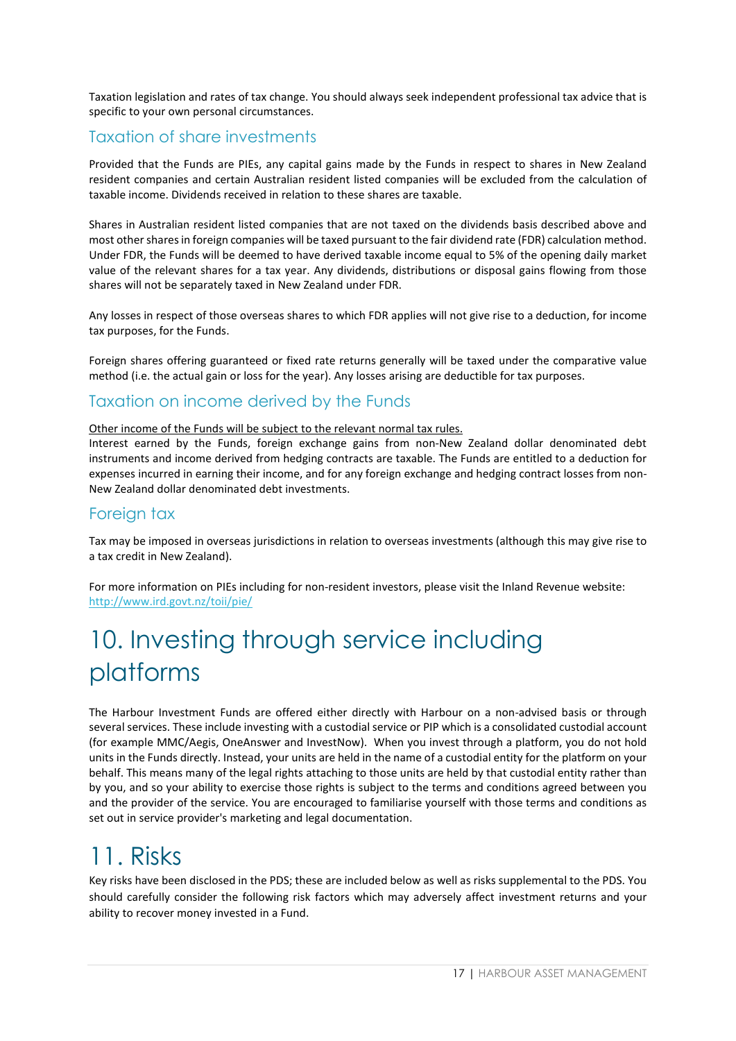Taxation legislation and rates of tax change. You should always seek independent professional tax advice that is specific to your own personal circumstances.

### Taxation of share investments

Provided that the Funds are PIEs, any capital gains made by the Funds in respect to shares in New Zealand resident companies and certain Australian resident listed companies will be excluded from the calculation of taxable income. Dividends received in relation to these shares are taxable.

Shares in Australian resident listed companies that are not taxed on the dividends basis described above and most other shares in foreign companies will be taxed pursuant to the fair dividend rate (FDR) calculation method. Under FDR, the Funds will be deemed to have derived taxable income equal to 5% of the opening daily market value of the relevant shares for a tax year. Any dividends, distributions or disposal gains flowing from those shares will not be separately taxed in New Zealand under FDR.

Any losses in respect of those overseas shares to which FDR applies will not give rise to a deduction, for income tax purposes, for the Funds.

Foreign shares offering guaranteed or fixed rate returns generally will be taxed under the comparative value method (i.e. the actual gain or loss for the year). Any losses arising are deductible for tax purposes.

### Taxation on income derived by the Funds

<u>Other income of the Funds will be subject to the relevant normal tax rules.</u>
Interest earned by the Funds, foreign exchange gains from non-New Zealand dollar denominated debt instruments and income derived from hedging contracts are taxable. The Funds are entitled to a deduction for expenses incurred in earning their income, and for any foreign exchange and hedging contract losses from non-New Zealand dollar denominated debt investments.

### Foreign tax

Tax may be imposed in overseas jurisdictions in relation to overseas investments (although this may give rise to a tax credit in New Zealand).

For more information on PIEs including for non-resident investors, please visit the Inland Revenue website: http://www.ird.govt.nz/toii/pie/

# 10. Investing through service including platforms

The Harbour Investment Funds are offered either directly with Harbour on a non-advised basis or through several services. These include investing with a custodial service or PIP which is a consolidated custodial account (for example MMC/Aegis, OneAnswer and InvestNow). When you invest through a platform, you do not hold units in the Funds directly. Instead, your units are held in the name of a custodial entity for the platform on your behalf. This means many of the legal rights attaching to those units are held by that custodial entity rather than by you, and so your ability to exercise those rights is subject to the terms and conditions agreed between you and the provider of the service. You are encouraged to familiarise yourself with those terms and conditions as set out in service provider's marketing and legal documentation.

# 11. Risks

Key risks have been disclosed in the PDS; these are included below as well as risks supplemental to the PDS. You should carefully consider the following risk factors which may adversely affect investment returns and your ability to recover money invested in a Fund.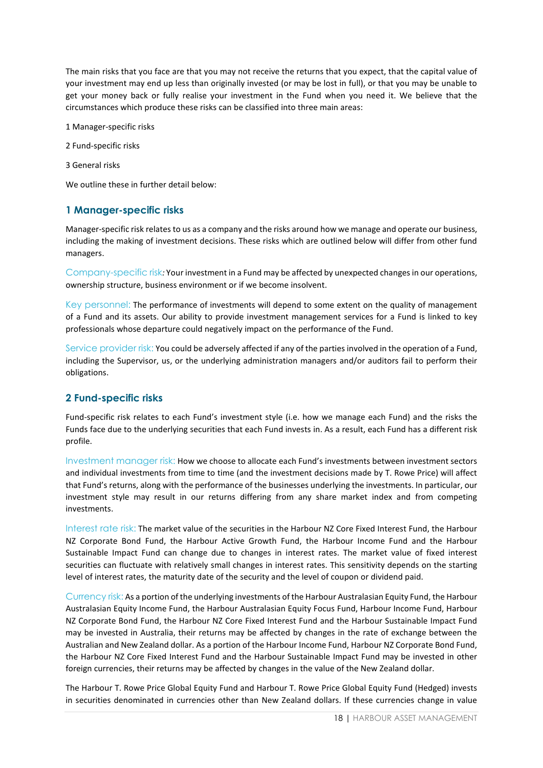The main risks that you face are that you may not receive the returns that you expect, that the capital value of your investment may end up less than originally invested (or may be lost in full), or that you may be unable to get your money back or fully realise your investment in the Fund when you need it. We believe that the circumstances which produce these risks can be classified into three main areas:

1 Manager-specific risks

2 Fund-specific risks

3 General risks

We outline these in further detail below:

## 1 Manager-specific risks

Manager-specific risk relates to us as a company and the risks around how we manage and operate our business, including the making of investment decisions. These risks which are outlined below will differ from other fund managers.

Company-specific risk*:* Your investment in a Fund may be affected by unexpected changes in our operations, ownership structure, business environment or if we become insolvent.

Key personnel: The performance of investments will depend to some extent on the quality of management of a Fund and its assets. Our ability to provide investment management services for a Fund is linked to key professionals whose departure could negatively impact on the performance of the Fund.

Service provider risk: You could be adversely affected if any of the parties involved in the operation of a Fund, including the Supervisor, us, or the underlying administration managers and/or auditors fail to perform their obligations.

## 2 Fund-specific risks

Fund-specific risk relates to each Fund's investment style (i.e. how we manage each Fund) and the risks the Funds face due to the underlying securities that each Fund invests in. As a result, each Fund has a different risk profile.

Investment manager risk: How we choose to allocate each Fund's investments between investment sectors and individual investments from time to time (and the investment decisions made by T. Rowe Price) will affect that Fund's returns, along with the performance of the businesses underlying the investments. In particular, our investment style may result in our returns differing from any share market index and from competing investments.

Interest rate risk: The market value of the securities in the Harbour NZ Core Fixed Interest Fund, the Harbour NZ Corporate Bond Fund, the Harbour Active Growth Fund, the Harbour Income Fund and the Harbour Sustainable Impact Fund can change due to changes in interest rates. The market value of fixed interest securities can fluctuate with relatively small changes in interest rates. This sensitivity depends on the starting level of interest rates, the maturity date of the security and the level of coupon or dividend paid.

Currency risk: As a portion of the underlying investments of the Harbour Australasian Equity Fund, the Harbour Australasian Equity Income Fund, the Harbour Australasian Equity Focus Fund, Harbour Income Fund, Harbour NZ Corporate Bond Fund, the Harbour NZ Core Fixed Interest Fund and the Harbour Sustainable Impact Fund may be invested in Australia, their returns may be affected by changes in the rate of exchange between the Australian and New Zealand dollar. As a portion of the Harbour Income Fund, Harbour NZ Corporate Bond Fund, the Harbour NZ Core Fixed Interest Fund and the Harbour Sustainable Impact Fund may be invested in other foreign currencies, their returns may be affected by changes in the value of the New Zealand dollar.

The Harbour T. Rowe Price Global Equity Fund and Harbour T. Rowe Price Global Equity Fund (Hedged) invests in securities denominated in currencies other than New Zealand dollars. If these currencies change in value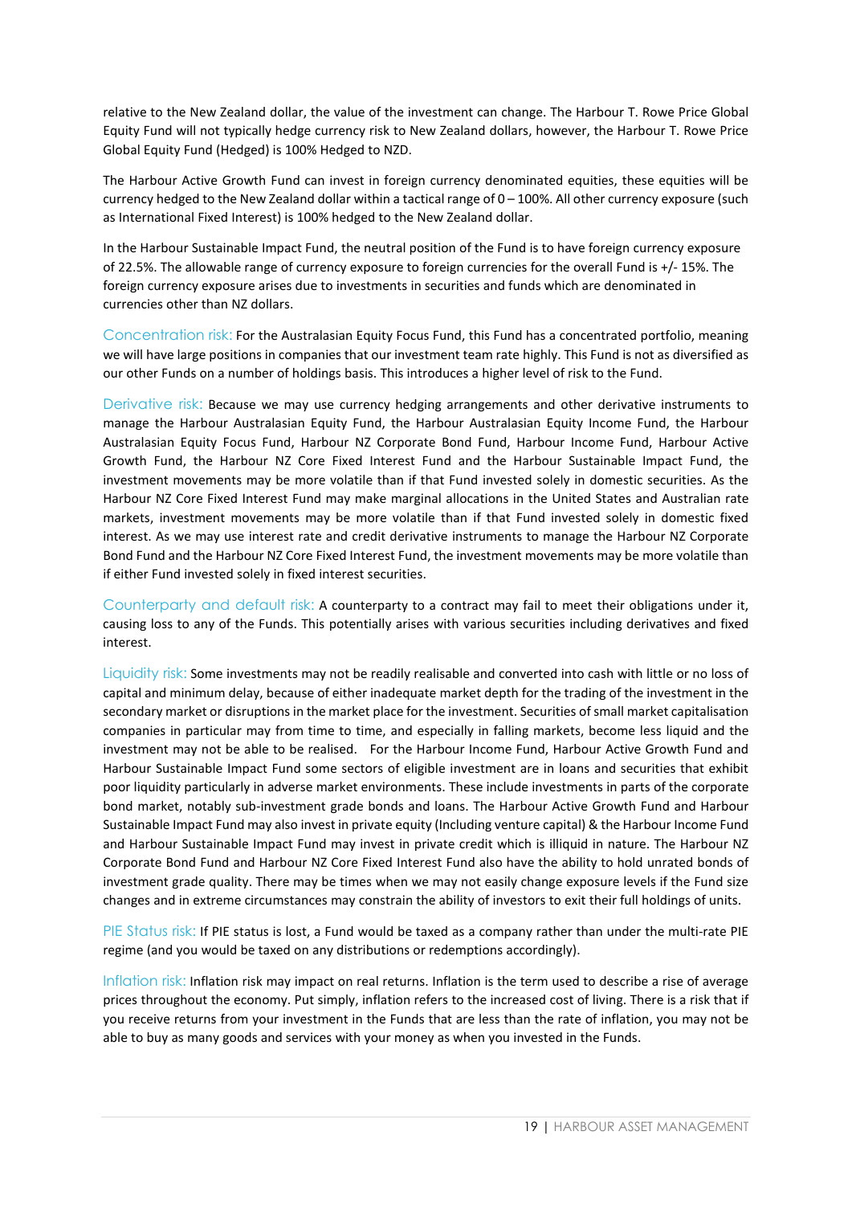relative to the New Zealand dollar, the value of the investment can change. The Harbour T. Rowe Price Global Equity Fund will not typically hedge currency risk to New Zealand dollars, however, the Harbour T. Rowe Price Global Equity Fund (Hedged) is 100% Hedged to NZD.

The Harbour Active Growth Fund can invest in foreign currency denominated equities, these equities will be currency hedged to the New Zealand dollar within a tactical range of 0 – 100%. All other currency exposure (such as International Fixed Interest) is 100% hedged to the New Zealand dollar.

In the Harbour Sustainable Impact Fund, the neutral position of the Fund is to have foreign currency exposure of 22.5%. The allowable range of currency exposure to foreign currencies for the overall Fund is +/- 15%. The foreign currency exposure arises due to investments in securities and funds which are denominated in currencies other than NZ dollars.

Concentration risk: For the Australasian Equity Focus Fund, this Fund has a concentrated portfolio, meaning we will have large positions in companies that our investment team rate highly. This Fund is not as diversified as our other Funds on a number of holdings basis. This introduces a higher level of risk to the Fund.

Derivative risk: Because we may use currency hedging arrangements and other derivative instruments to manage the Harbour Australasian Equity Fund, the Harbour Australasian Equity Income Fund, the Harbour Australasian Equity Focus Fund, Harbour NZ Corporate Bond Fund, Harbour Income Fund, Harbour Active Growth Fund, the Harbour NZ Core Fixed Interest Fund and the Harbour Sustainable Impact Fund, the investment movements may be more volatile than if that Fund invested solely in domestic securities. As the Harbour NZ Core Fixed Interest Fund may make marginal allocations in the United States and Australian rate markets, investment movements may be more volatile than if that Fund invested solely in domestic fixed interest. As we may use interest rate and credit derivative instruments to manage the Harbour NZ Corporate Bond Fund and the Harbour NZ Core Fixed Interest Fund, the investment movements may be more volatile than if either Fund invested solely in fixed interest securities.

Counterparty and default risk: A counterparty to a contract may fail to meet their obligations under it, causing loss to any of the Funds. This potentially arises with various securities including derivatives and fixed interest.

Liquidity risk: Some investments may not be readily realisable and converted into cash with little or no loss of capital and minimum delay, because of either inadequate market depth for the trading of the investment in the secondary market or disruptions in the market place for the investment. Securities of small market capitalisation companies in particular may from time to time, and especially in falling markets, become less liquid and the investment may not be able to be realised. For the Harbour Income Fund, Harbour Active Growth Fund and Harbour Sustainable Impact Fund some sectors of eligible investment are in loans and securities that exhibit poor liquidity particularly in adverse market environments. These include investments in parts of the corporate bond market, notably sub-investment grade bonds and loans. The Harbour Active Growth Fund and Harbour Sustainable Impact Fund may also invest in private equity (Including venture capital) & the Harbour Income Fund and Harbour Sustainable Impact Fund may invest in private credit which is illiquid in nature. The Harbour NZ Corporate Bond Fund and Harbour NZ Core Fixed Interest Fund also have the ability to hold unrated bonds of investment grade quality. There may be times when we may not easily change exposure levels if the Fund size changes and in extreme circumstances may constrain the ability of investors to exit their full holdings of units.

PIE Status risk: If PIE status is lost, a Fund would be taxed as a company rather than under the multi-rate PIE regime (and you would be taxed on any distributions or redemptions accordingly).

Inflation risk: Inflation risk may impact on real returns. Inflation is the term used to describe a rise of average prices throughout the economy. Put simply, inflation refers to the increased cost of living. There is a risk that if you receive returns from your investment in the Funds that are less than the rate of inflation, you may not be able to buy as many goods and services with your money as when you invested in the Funds.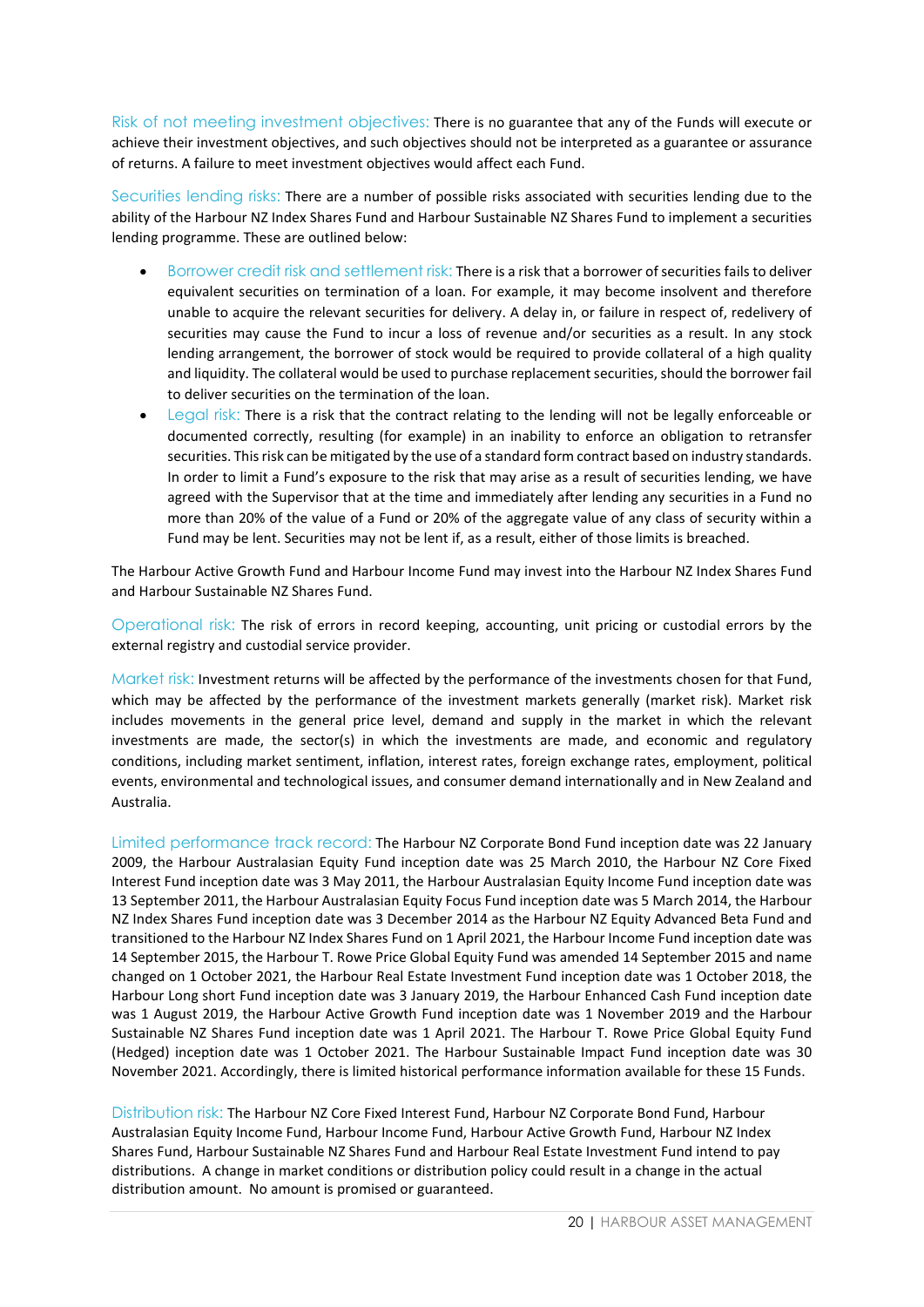Risk of not meeting investment objectives: There is no guarantee that any of the Funds will execute or achieve their investment objectives, and such objectives should not be interpreted as a guarantee or assurance of returns. A failure to meet investment objectives would affect each Fund.

Securities lending risks: There are a number of possible risks associated with securities lending due to the ability of the Harbour NZ Index Shares Fund and Harbour Sustainable NZ Shares Fund to implement a securities lending programme. These are outlined below:

- Borrower credit risk and settlement risk: There is a risk that a borrower of securities fails to deliver equivalent securities on termination of a loan. For example, it may become insolvent and therefore unable to acquire the relevant securities for delivery. A delay in, or failure in respect of, redelivery of securities may cause the Fund to incur a loss of revenue and/or securities as a result. In any stock lending arrangement, the borrower of stock would be required to provide collateral of a high quality and liquidity. The collateral would be used to purchase replacement securities, should the borrower fail to deliver securities on the termination of the loan.
- Legal risk: There is a risk that the contract relating to the lending will not be legally enforceable or documented correctly, resulting (for example) in an inability to enforce an obligation to retransfer securities. This risk can be mitigated by the use of a standard form contract based on industry standards. In order to limit a Fund's exposure to the risk that may arise as a result of securities lending, we have agreed with the Supervisor that at the time and immediately after lending any securities in a Fund no more than 20% of the value of a Fund or 20% of the aggregate value of any class of security within a Fund may be lent. Securities may not be lent if, as a result, either of those limits is breached.

The Harbour Active Growth Fund and Harbour Income Fund may invest into the Harbour NZ Index Shares Fund and Harbour Sustainable NZ Shares Fund.

Operational risk: The risk of errors in record keeping, accounting, unit pricing or custodial errors by the external registry and custodial service provider.

Market risk: Investment returns will be affected by the performance of the investments chosen for that Fund, which may be affected by the performance of the investment markets generally (market risk). Market risk includes movements in the general price level, demand and supply in the market in which the relevant investments are made, the sector(s) in which the investments are made, and economic and regulatory conditions, including market sentiment, inflation, interest rates, foreign exchange rates, employment, political events, environmental and technological issues, and consumer demand internationally and in New Zealand and Australia.

Limited performance track record: The Harbour NZ Corporate Bond Fund inception date was 22 January 2009, the Harbour Australasian Equity Fund inception date was 25 March 2010, the Harbour NZ Core Fixed Interest Fund inception date was 3 May 2011, the Harbour Australasian Equity Income Fund inception date was 13 September 2011, the Harbour Australasian Equity Focus Fund inception date was 5 March 2014, the Harbour NZ Index Shares Fund inception date was 3 December 2014 as the Harbour NZ Equity Advanced Beta Fund and transitioned to the Harbour NZ Index Shares Fund on 1 April 2021, the Harbour Income Fund inception date was 14 September 2015, the Harbour T. Rowe Price Global Equity Fund was amended 14 September 2015 and name changed on 1 October 2021, the Harbour Real Estate Investment Fund inception date was 1 October 2018, the Harbour Long short Fund inception date was 3 January 2019, the Harbour Enhanced Cash Fund inception date was 1 August 2019, the Harbour Active Growth Fund inception date was 1 November 2019 and the Harbour Sustainable NZ Shares Fund inception date was 1 April 2021. The Harbour T. Rowe Price Global Equity Fund (Hedged) inception date was 1 October 2021. The Harbour Sustainable Impact Fund inception date was 30 November 2021. Accordingly, there is limited historical performance information available for these 15 Funds.

Distribution risk: The Harbour NZ Core Fixed Interest Fund, Harbour NZ Corporate Bond Fund, Harbour Australasian Equity Income Fund, Harbour Income Fund, Harbour Active Growth Fund, Harbour NZ Index Shares Fund, Harbour Sustainable NZ Shares Fund and Harbour Real Estate Investment Fund intend to pay distributions. A change in market conditions or distribution policy could result in a change in the actual distribution amount. No amount is promised or guaranteed.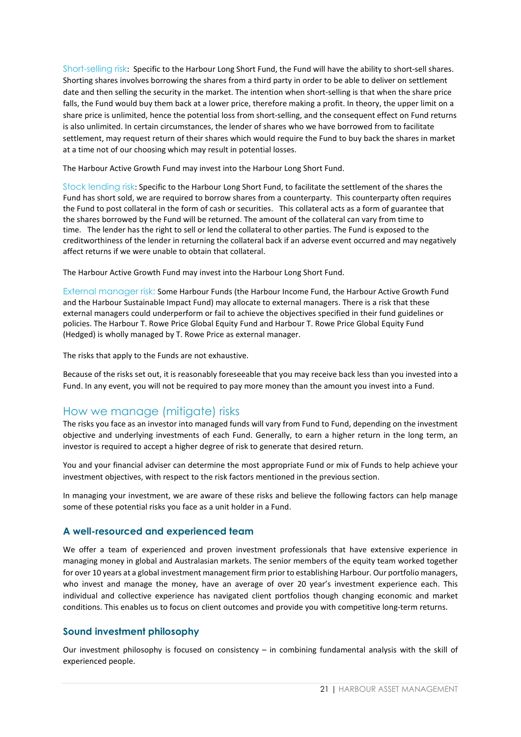Short-selling risk: Specific to the Harbour Long Short Fund, the Fund will have the ability to short-sell shares. Shorting shares involves borrowing the shares from a third party in order to be able to deliver on settlement date and then selling the security in the market. The intention when short-selling is that when the share price falls, the Fund would buy them back at a lower price, therefore making a profit. In theory, the upper limit on a share price is unlimited, hence the potential loss from short-selling, and the consequent effect on Fund returns is also unlimited. In certain circumstances, the lender of shares who we have borrowed from to facilitate settlement, may request return of their shares which would require the Fund to buy back the shares in market at a time not of our choosing which may result in potential losses.

The Harbour Active Growth Fund may invest into the Harbour Long Short Fund.

Stock lending risk: Specific to the Harbour Long Short Fund, to facilitate the settlement of the shares the Fund has short sold, we are required to borrow shares from a counterparty. This counterparty often requires the Fund to post collateral in the form of cash or securities. This collateral acts as a form of guarantee that the shares borrowed by the Fund will be returned. The amount of the collateral can vary from time to time. The lender has the right to sell or lend the collateral to other parties. The Fund is exposed to the creditworthiness of the lender in returning the collateral back if an adverse event occurred and may negatively affect returns if we were unable to obtain that collateral.

The Harbour Active Growth Fund may invest into the Harbour Long Short Fund.

External manager risk: Some Harbour Funds (the Harbour Income Fund, the Harbour Active Growth Fund and the Harbour Sustainable Impact Fund) may allocate to external managers. There is a risk that these external managers could underperform or fail to achieve the objectives specified in their fund guidelines or policies. The Harbour T. Rowe Price Global Equity Fund and Harbour T. Rowe Price Global Equity Fund (Hedged) is wholly managed by T. Rowe Price as external manager.

The risks that apply to the Funds are not exhaustive.

Because of the risks set out, it is reasonably foreseeable that you may receive back less than you invested into a Fund. In any event, you will not be required to pay more money than the amount you invest into a Fund.

## How we manage (mitigate) risks

The risks you face as an investor into managed funds will vary from Fund to Fund, depending on the investment objective and underlying investments of each Fund. Generally, to earn a higher return in the long term, an investor is required to accept a higher degree of risk to generate that desired return.

You and your financial adviser can determine the most appropriate Fund or mix of Funds to help achieve your investment objectives, with respect to the risk factors mentioned in the previous section.

In managing your investment, we are aware of these risks and believe the following factors can help manage some of these potential risks you face as a unit holder in a Fund.

### A well-resourced and experienced team

We offer a team of experienced and proven investment professionals that have extensive experience in managing money in global and Australasian markets. The senior members of the equity team worked together for over 10 years at a global investment management firm prior to establishing Harbour. Our portfolio managers, who invest and manage the money, have an average of over 20 year's investment experience each. This individual and collective experience has navigated client portfolios though changing economic and market conditions. This enables us to focus on client outcomes and provide you with competitive long-term returns.

### Sound investment philosophy

Our investment philosophy is focused on consistency – in combining fundamental analysis with the skill of experienced people.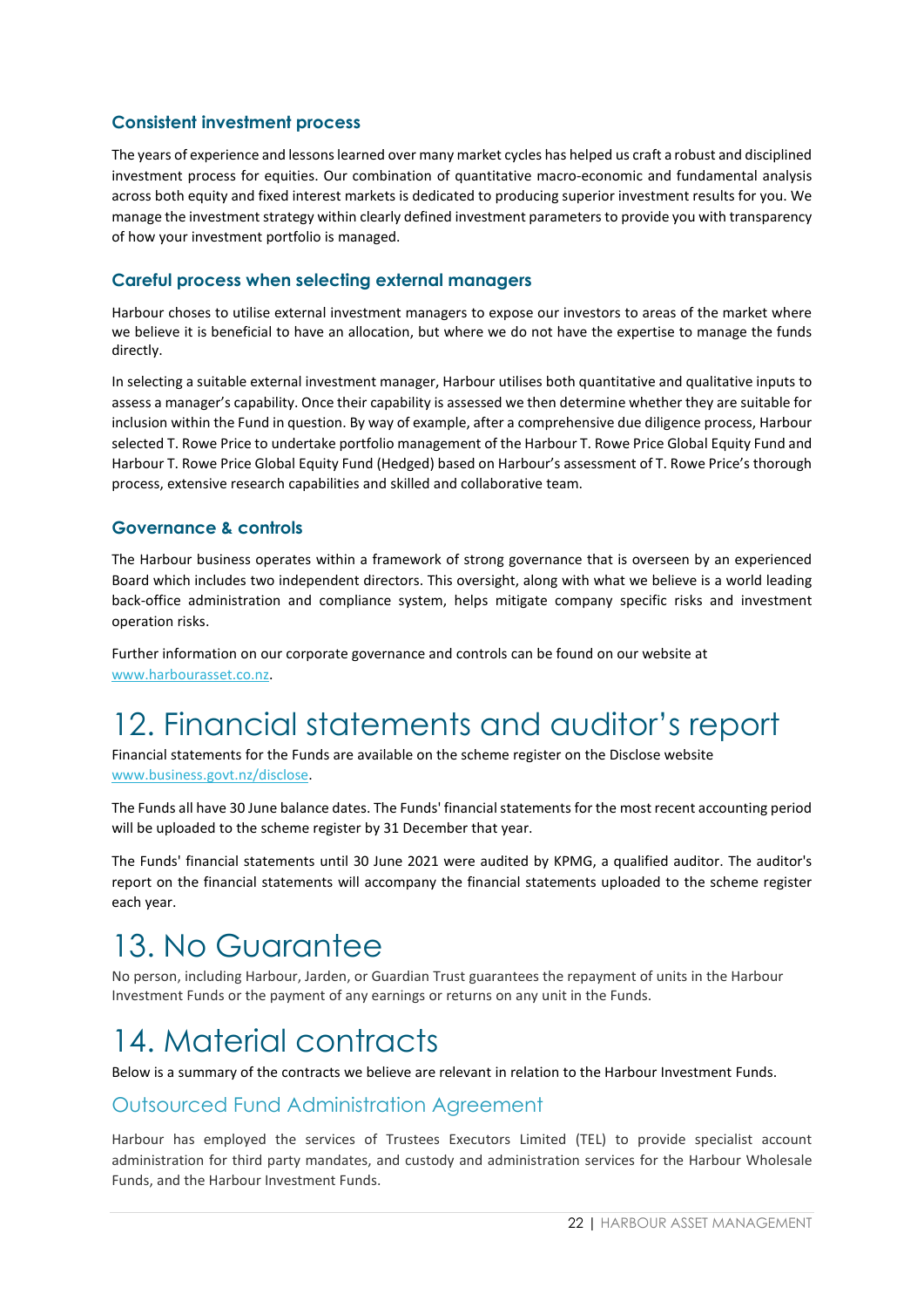### Consistent investment process

The years of experience and lessons learned over many market cycles has helped us craft a robust and disciplined investment process for equities. Our combination of quantitative macro-economic and fundamental analysis across both equity and fixed interest markets is dedicated to producing superior investment results for you. We manage the investment strategy within clearly defined investment parameters to provide you with transparency of how your investment portfolio is managed.

### Careful process when selecting external managers

Harbour choses to utilise external investment managers to expose our investors to areas of the market where we believe it is beneficial to have an allocation, but where we do not have the expertise to manage the funds directly.

In selecting a suitable external investment manager, Harbour utilises both quantitative and qualitative inputs to assess a manager's capability. Once their capability is assessed we then determine whether they are suitable for inclusion within the Fund in question. By way of example, after a comprehensive due diligence process, Harbour selected T. Rowe Price to undertake portfolio management of the Harbour T. Rowe Price Global Equity Fund and Harbour T. Rowe Price Global Equity Fund (Hedged) based on Harbour's assessment of T. Rowe Price's thorough process, extensive research capabilities and skilled and collaborative team.

### Governance & controls

The Harbour business operates within a framework of strong governance that is overseen by an experienced Board which includes two independent directors. This oversight, along with what we believe is a world leading back-office administration and compliance system, helps mitigate company specific risks and investment operation risks.

Further information on our corporate governance and controls can be found on our website at www.harbourasset.co.nz.

# 12. Financial statements and auditor's report

Financial statements for the Funds are available on the scheme register on the Disclose website www.business.govt.nz/disclose.

The Funds all have 30 June balance dates. The Funds' financial statements for the most recent accounting period will be uploaded to the scheme register by 31 December that year.

The Funds' financial statements until 30 June 2021 were audited by KPMG, a qualified auditor. The auditor's report on the financial statements will accompany the financial statements uploaded to the scheme register each year.

# 13. No Guarantee

No person, including Harbour, Jarden, or Guardian Trust guarantees the repayment of units in the Harbour Investment Funds or the payment of any earnings or returns on any unit in the Funds.

# 14. Material contracts

Below is a summary of the contracts we believe are relevant in relation to the Harbour Investment Funds.

## Outsourced Fund Administration Agreement

Harbour has employed the services of Trustees Executors Limited (TEL) to provide specialist account administration for third party mandates, and custody and administration services for the Harbour Wholesale Funds, and the Harbour Investment Funds.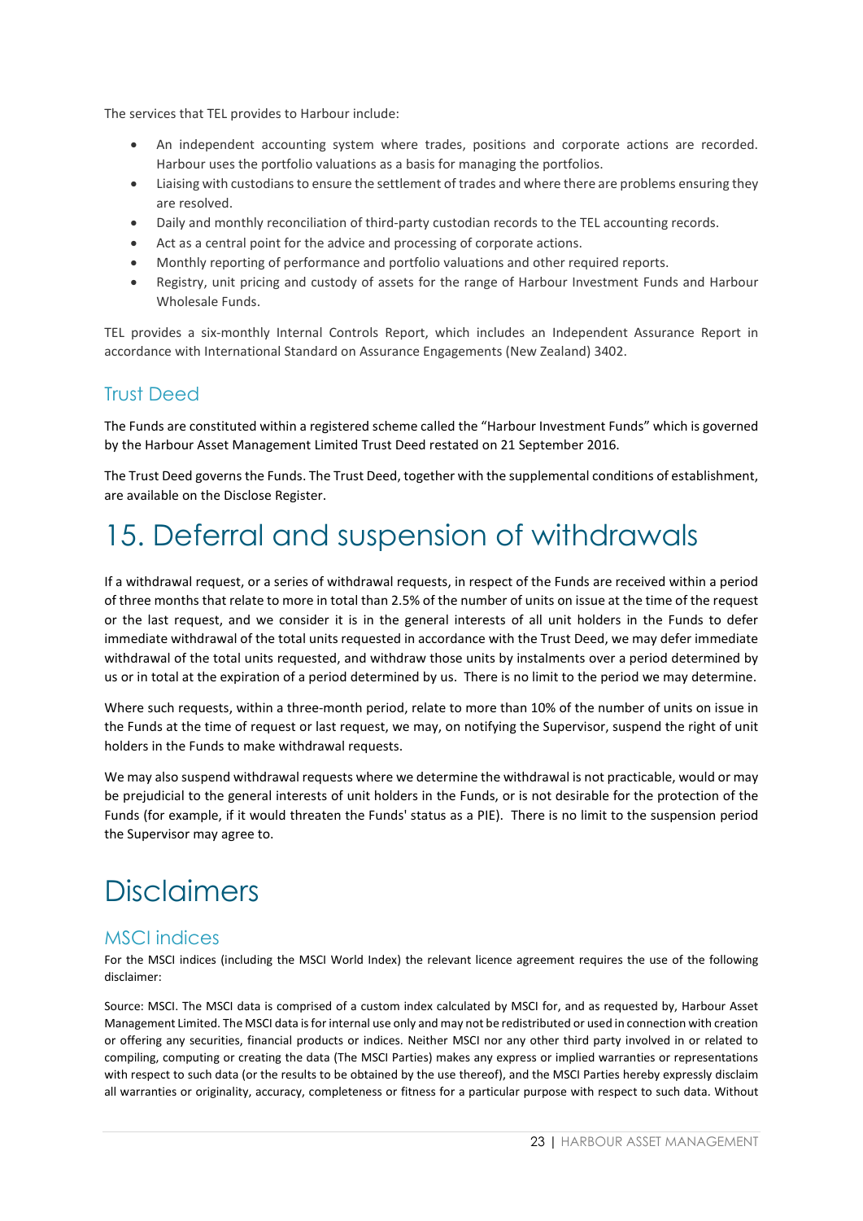The services that TEL provides to Harbour include:

- An independent accounting system where trades, positions and corporate actions are recorded. Harbour uses the portfolio valuations as a basis for managing the portfolios.
- Liaising with custodians to ensure the settlement of trades and where there are problems ensuring they are resolved.
- Daily and monthly reconciliation of third-party custodian records to the TEL accounting records.
- Act as a central point for the advice and processing of corporate actions.
- Monthly reporting of performance and portfolio valuations and other required reports.
- Registry, unit pricing and custody of assets for the range of Harbour Investment Funds and Harbour Wholesale Funds.

TEL provides a six-monthly Internal Controls Report, which includes an Independent Assurance Report in accordance with International Standard on Assurance Engagements (New Zealand) 3402.

## Trust Deed

The Funds are constituted within a registered scheme called the "Harbour Investment Funds" which is governed by the Harbour Asset Management Limited Trust Deed restated on 21 September 2016.

The Trust Deed governs the Funds. The Trust Deed, together with the supplemental conditions of establishment, are available on the Disclose Register.

# 15. Deferral and suspension of withdrawals

If a withdrawal request, or a series of withdrawal requests, in respect of the Funds are received within a period of three months that relate to more in total than 2.5% of the number of units on issue at the time of the request or the last request, and we consider it is in the general interests of all unit holders in the Funds to defer immediate withdrawal of the total units requested in accordance with the Trust Deed, we may defer immediate withdrawal of the total units requested, and withdraw those units by instalments over a period determined by us or in total at the expiration of a period determined by us. There is no limit to the period we may determine.

Where such requests, within a three-month period, relate to more than 10% of the number of units on issue in the Funds at the time of request or last request, we may, on notifying the Supervisor, suspend the right of unit holders in the Funds to make withdrawal requests.

We may also suspend withdrawal requests where we determine the withdrawal is not practicable, would or may be prejudicial to the general interests of unit holders in the Funds, or is not desirable for the protection of the Funds (for example, if it would threaten the Funds' status as a PIE). There is no limit to the suspension period the Supervisor may agree to.

# Disclaimers

## MSCI indices

For the MSCI indices (including the MSCI World Index) the relevant licence agreement requires the use of the following disclaimer:

Source: MSCI. The MSCI data is comprised of a custom index calculated by MSCI for, and as requested by, Harbour Asset Management Limited. The MSCI data is for internal use only and may not be redistributed or used in connection with creation or offering any securities, financial products or indices. Neither MSCI nor any other third party involved in or related to compiling, computing or creating the data (The MSCI Parties) makes any express or implied warranties or representations with respect to such data (or the results to be obtained by the use thereof), and the MSCI Parties hereby expressly disclaim all warranties or originality, accuracy, completeness or fitness for a particular purpose with respect to such data. Without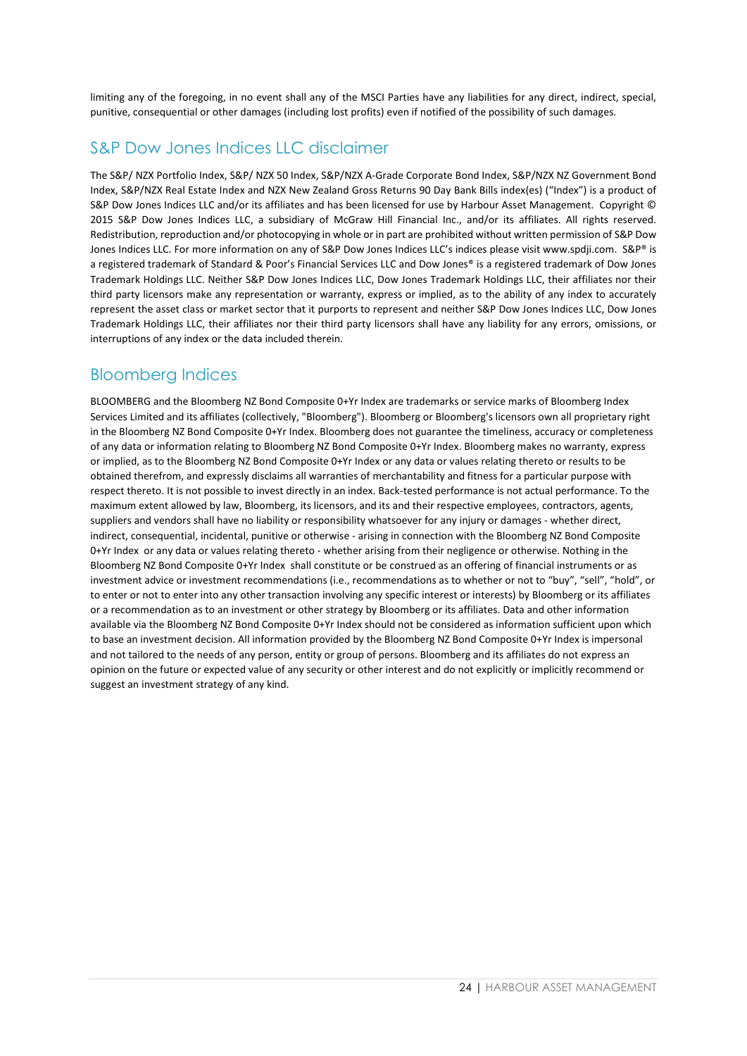limiting any of the foregoing, in no event shall any of the MSCI Parties have any liabilities for any direct, indirect, special, punitive, consequential or other damages (including lost profits) even if notified of the possibility of such damages.

## S&P Dow Jones Indices LLC disclaimer

The S&P/ NZX Portfolio Index, S&P/ NZX 50 Index, S&P/NZX A-Grade Corporate Bond Index, S&P/NZX NZ Government Bond Index, S&P/NZX Real Estate Index and NZX New Zealand Gross Returns 90 Day Bank Bills index(es) ("Index") is a product of S&P Dow Jones Indices LLC and/or its affiliates and has been licensed for use by Harbour Asset Management. Copyright © 2015 S&P Dow Jones Indices LLC, a subsidiary of McGraw Hill Financial Inc., and/or its affiliates. All rights reserved. Redistribution, reproduction and/or photocopying in whole or in part are prohibited without written permission of S&P Dow Jones Indices LLC. For more information on any of S&P Dow Jones Indices LLC's indices please visit www.spdji.com. S&P® is a registered trademark of Standard & Poor's Financial Services LLC and Dow Jones® is a registered trademark of Dow Jones Trademark Holdings LLC. Neither S&P Dow Jones Indices LLC, Dow Jones Trademark Holdings LLC, their affiliates nor their third party licensors make any representation or warranty, express or implied, as to the ability of any index to accurately represent the asset class or market sector that it purports to represent and neither S&P Dow Jones Indices LLC, Dow Jones Trademark Holdings LLC, their affiliates nor their third party licensors shall have any liability for any errors, omissions, or interruptions of any index or the data included therein.

## Bloomberg Indices

BLOOMBERG and the Bloomberg NZ Bond Composite 0+Yr Index are trademarks or service marks of Bloomberg Index Services Limited and its affiliates (collectively, "Bloomberg"). Bloomberg or Bloomberg's licensors own all proprietary right in the Bloomberg NZ Bond Composite 0+Yr Index. Bloomberg does not guarantee the timeliness, accuracy or completeness of any data or information relating to Bloomberg NZ Bond Composite 0+Yr Index. Bloomberg makes no warranty, express or implied, as to the Bloomberg NZ Bond Composite 0+Yr Index or any data or values relating thereto or results to be obtained therefrom, and expressly disclaims all warranties of merchantability and fitness for a particular purpose with respect thereto. It is not possible to invest directly in an index. Back-tested performance is not actual performance. To the maximum extent allowed by law, Bloomberg, its licensors, and its and their respective employees, contractors, agents, suppliers and vendors shall have no liability or responsibility whatsoever for any injury or damages - whether direct, indirect, consequential, incidental, punitive or otherwise - arising in connection with the Bloomberg NZ Bond Composite 0+Yr Index or any data or values relating thereto - whether arising from their negligence or otherwise. Nothing in the Bloomberg NZ Bond Composite 0+Yr Index shall constitute or be construed as an offering of financial instruments or as investment advice or investment recommendations (i.e., recommendations as to whether or not to "buy", "sell", "hold", or to enter or not to enter into any other transaction involving any specific interest or interests) by Bloomberg or its affiliates or a recommendation as to an investment or other strategy by Bloomberg or its affiliates. Data and other information available via the Bloomberg NZ Bond Composite 0+Yr Index should not be considered as information sufficient upon which to base an investment decision. All information provided by the Bloomberg NZ Bond Composite 0+Yr Index is impersonal and not tailored to the needs of any person, entity or group of persons. Bloomberg and its affiliates do not express an opinion on the future or expected value of any security or other interest and do not explicitly or implicitly recommend or suggest an investment strategy of any kind.